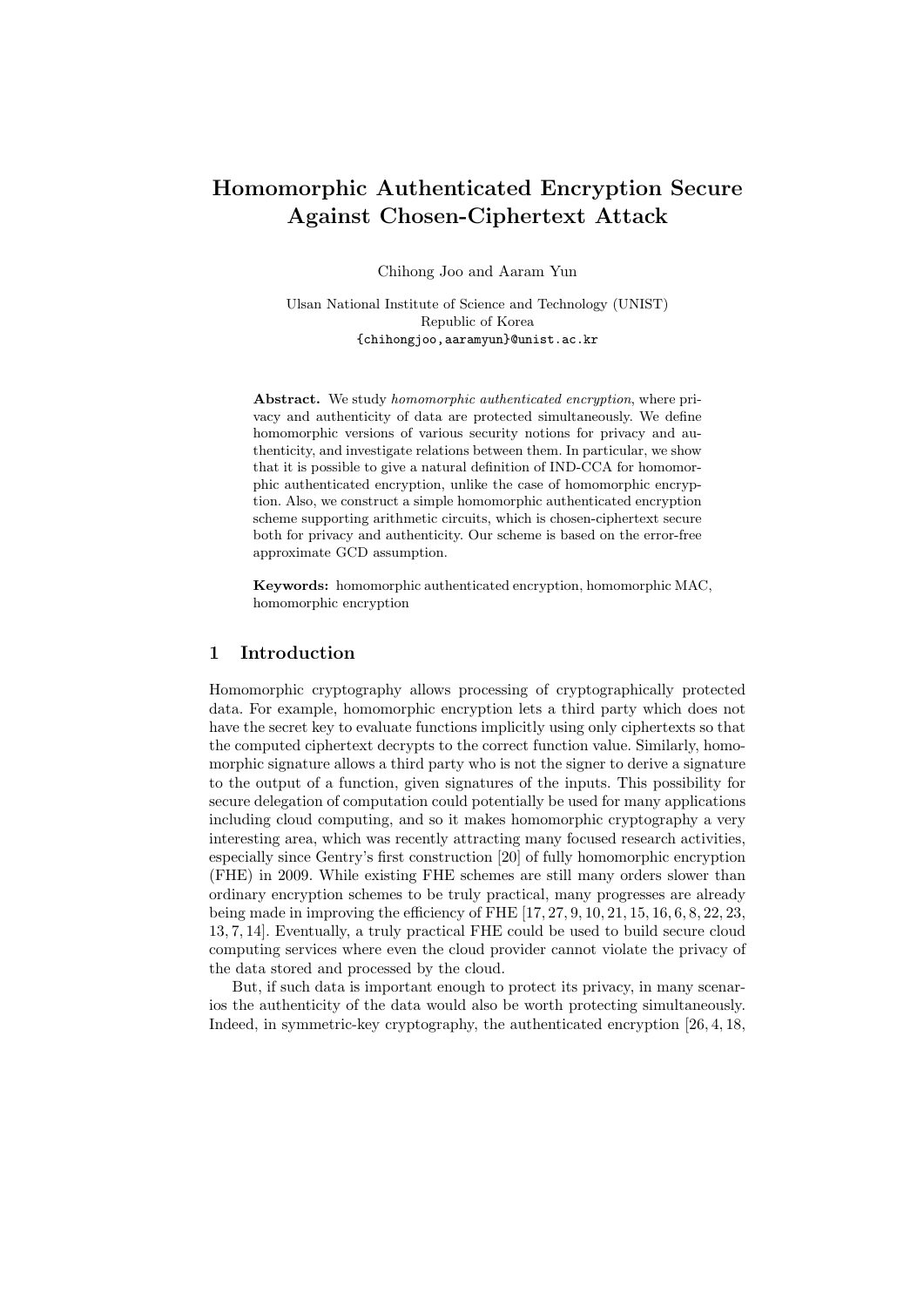# Homomorphic Authenticated Encryption Secure Against Chosen-Ciphertext Attack

Chihong Joo and Aaram Yun

Ulsan National Institute of Science and Technology (UNIST)
Republic of Korea
{chihongjoo,aaramyun}@unist.ac.kr

**Abstract.** We study *homomorphic authenticated encryption*, where privacy and authenticity of data are protected simultaneously. We define homomorphic versions of various security notions for privacy and authenticity, and investigate relations between them. In particular, we show that it is possible to give a natural definition of IND-CCA for homomorphic authenticated encryption, unlike the case of homomorphic encryption. Also, we construct a simple homomorphic authenticated encryption scheme supporting arithmetic circuits, which is chosen-ciphertext secure both for privacy and authenticity. Our scheme is based on the error-free approximate GCD assumption.

**Keywords:** homomorphic authenticated encryption, homomorphic MAC, homomorphic encryption

## 1 Introduction

Homomorphic cryptography allows processing of cryptographically protected data. For example, homomorphic encryption lets a third party which does not have the secret key to evaluate functions implicitly using only ciphertexts so that the computed ciphertext decrypts to the correct function value. Similarly, homomorphic signature allows a third party who is not the signer to derive a signature to the output of a function, given signatures of the inputs. This possibility for secure delegation of computation could potentially be used for many applications including cloud computing, and so it makes homomorphic cryptography a very interesting area, which was recently attracting many focused research activities, especially since Gentry's first construction [20] of fully homomorphic encryption (FHE) in 2009. While existing FHE schemes are still many orders slower than ordinary encryption schemes to be truly practical, many progresses are already being made in improving the efficiency of FHE [17, 27, 9, 10, 21, 15, 16, 6, 8, 22, 23, 13, 7, 14]. Eventually, a truly practical FHE could be used to build secure cloud computing services where even the cloud provider cannot violate the privacy of the data stored and processed by the cloud.

But, if such data is important enough to protect its privacy, in many scenarios the authenticity of the data would also be worth protecting simultaneously. Indeed, in symmetric-key cryptography, the authenticated encryption [26, 4, 18,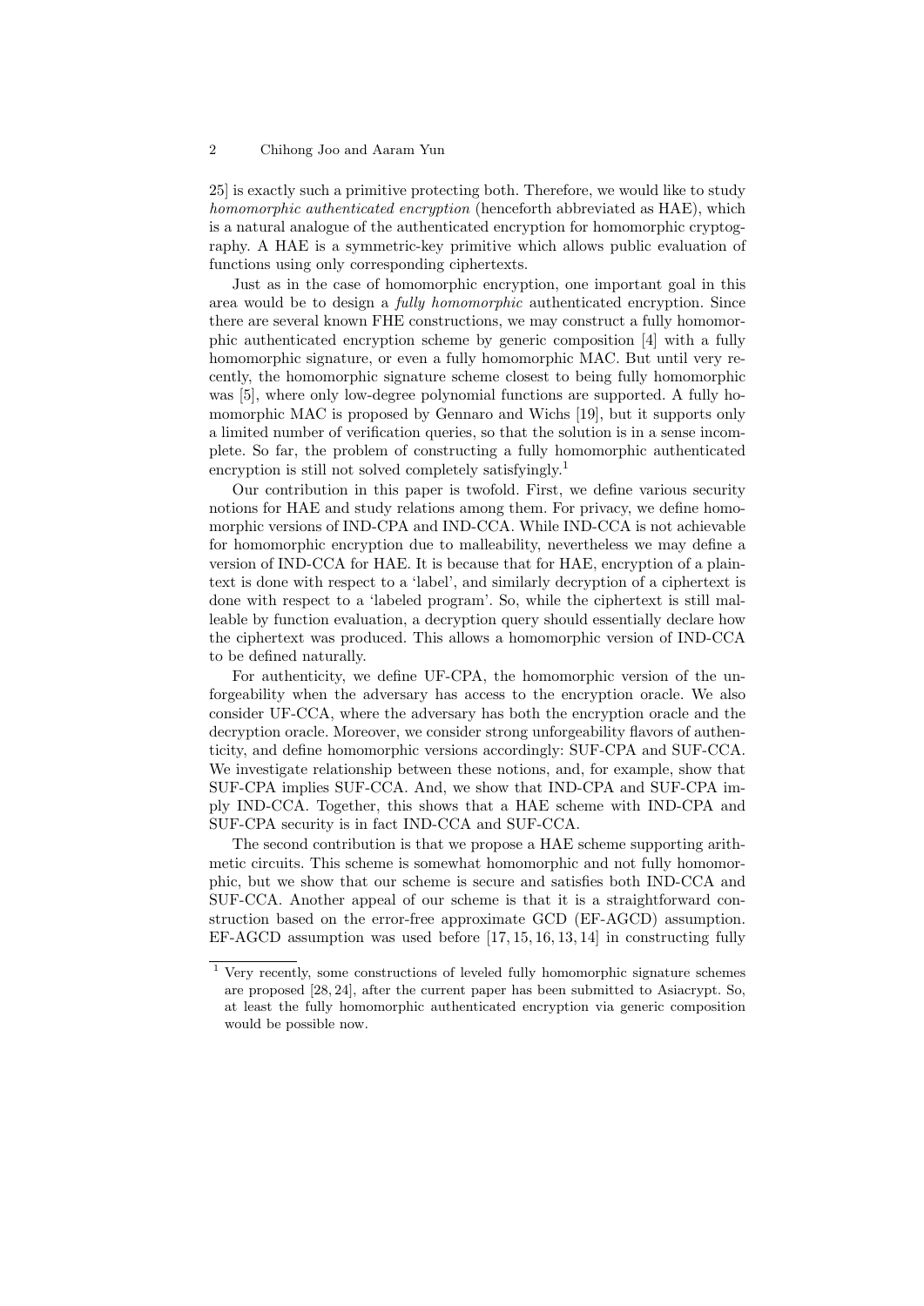25] is exactly such a primitive protecting both. Therefore, we would like to study *homomorphic authenticated encryption* (henceforth abbreviated as HAE), which is a natural analogue of the authenticated encryption for homomorphic cryptography. A HAE is a symmetric-key primitive which allows public evaluation of functions using only corresponding ciphertexts.

Just as in the case of homomorphic encryption, one important goal in this area would be to design a *fully homomorphic* authenticated encryption. Since there are several known FHE constructions, we may construct a fully homomorphic authenticated encryption scheme by generic composition [4] with a fully homomorphic signature, or even a fully homomorphic MAC. But until very recently, the homomorphic signature scheme closest to being fully homomorphic was [5], where only low-degree polynomial functions are supported. A fully homomorphic MAC is proposed by Gennaro and Wichs [19], but it supports only a limited number of verification queries, so that the solution is in a sense incomplete. So far, the problem of constructing a fully homomorphic authenticated encryption is still not solved completely satisfyingly.[1]

Our contribution in this paper is twofold. First, we define various security notions for HAE and study relations among them. For privacy, we define homomorphic versions of IND-CPA and IND-CCA. While IND-CCA is not achievable for homomorphic encryption due to malleability, nevertheless we may define a version of IND-CCA for HAE. It is because that for HAE, encryption of a plaintext is done with respect to a 'label', and similarly decryption of a ciphertext is done with respect to a 'labeled program'. So, while the ciphertext is still malleable by function evaluation, a decryption query should essentially declare how the ciphertext was produced. This allows a homomorphic version of IND-CCA to be defined naturally.

For authenticity, we define UF-CPA, the homomorphic version of the unforgeability when the adversary has access to the encryption oracle. We also consider UF-CCA, where the adversary has both the encryption oracle and the decryption oracle. Moreover, we consider strong unforgeability flavors of authenticity, and define homomorphic versions accordingly: SUF-CPA and SUF-CCA. We investigate relationship between these notions, and, for example, show that SUF-CPA implies SUF-CCA. And, we show that IND-CPA and SUF-CPA imply IND-CCA. Together, this shows that a HAE scheme with IND-CPA and SUF-CPA security is in fact IND-CCA and SUF-CCA.

The second contribution is that we propose a HAE scheme supporting arithmetic circuits. This scheme is somewhat homomorphic and not fully homomorphic, but we show that our scheme is secure and satisfies both IND-CCA and SUF-CCA. Another appeal of our scheme is that it is a straightforward construction based on the error-free approximate GCD (EF-AGCD) assumption. EF-AGCD assumption was used before [17, 15, 16, 13, 14] in constructing fully

[1] Very recently, some constructions of leveled fully homomorphic signature schemes are proposed [28, 24], after the current paper has been submitted to Asiacrypt. So, at least the fully homomorphic authenticated encryption via generic composition would be possible now.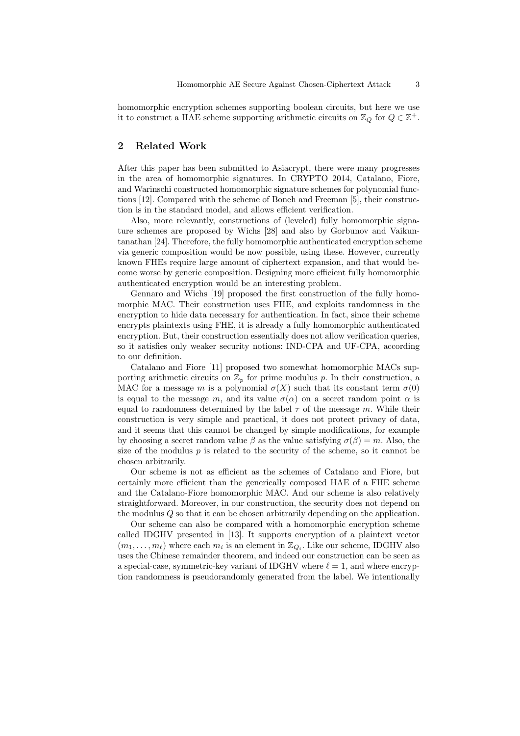homomorphic encryption schemes supporting boolean circuits, but here we use it to construct a HAE scheme supporting arithmetic circuits on $\mathbb{Z}_Q$ for $Q \in \mathbb{Z}^+$.

## 2 Related Work

After this paper has been submitted to Asiacrypt, there were many progresses in the area of homomorphic signatures. In CRYPTO 2014, Catalano, Fiore, and Warinschi constructed homomorphic signature schemes for polynomial functions [12]. Compared with the scheme of Boneh and Freeman [5], their construction is in the standard model, and allows efficient verification.

Also, more relevantly, constructions of (leveled) fully homomorphic signature schemes are proposed by Wichs [28] and also by Gorbunov and Vaikuntanathan [24]. Therefore, the fully homomorphic authenticated encryption scheme via generic composition would be now possible, using these. However, currently known FHEs require large amount of ciphertext expansion, and that would become worse by generic composition. Designing more efficient fully homomorphic authenticated encryption would be an interesting problem.

Gennaro and Wichs [19] proposed the first construction of the fully homomorphic MAC. Their construction uses FHE, and exploits randomness in the encryption to hide data necessary for authentication. In fact, since their scheme encrypts plaintexts using FHE, it is already a fully homomorphic authenticated encryption. But, their construction essentially does not allow verification queries, so it satisfies only weaker security notions: IND-CPA and UF-CPA, according to our definition.

Catalano and Fiore [11] proposed two somewhat homomorphic MACs supporting arithmetic circuits on $\mathbb{Z}_p$ for prime modulus $p$. In their construction, a MAC for a message $m$ is a polynomial $\sigma(X)$ such that its constant term $\sigma(0)$ is equal to the message $m$, and its value $\sigma(\alpha)$ on a secret random point $\alpha$ is equal to randomness determined by the label $\tau$ of the message $m$. While their construction is very simple and practical, it does not protect privacy of data, and it seems that this cannot be changed by simple modifications, for example by choosing a secret random value $\beta$ as the value satisfying $\sigma(\beta) = m$. Also, the size of the modulus $p$ is related to the security of the scheme, so it cannot be chosen arbitrarily.

Our scheme is not as efficient as the schemes of Catalano and Fiore, but certainly more efficient than the generically composed HAE of a FHE scheme and the Catalano-Fiore homomorphic MAC. And our scheme is also relatively straightforward. Moreover, in our construction, the security does not depend on the modulus $Q$ so that it can be chosen arbitrarily depending on the application.

Our scheme can also be compared with a homomorphic encryption scheme called IDGHV presented in [13]. It supports encryption of a plaintext vector $(m_1, \ldots, m_\ell)$ where each $m_i$ is an element in $\mathbb{Z}_{Q_i}$. Like our scheme, IDGHV also uses the Chinese remainder theorem, and indeed our construction can be seen as a special-case, symmetric-key variant of IDGHV where $\ell = 1$, and where encryption randomness is pseudorandomly generated from the label. We intentionally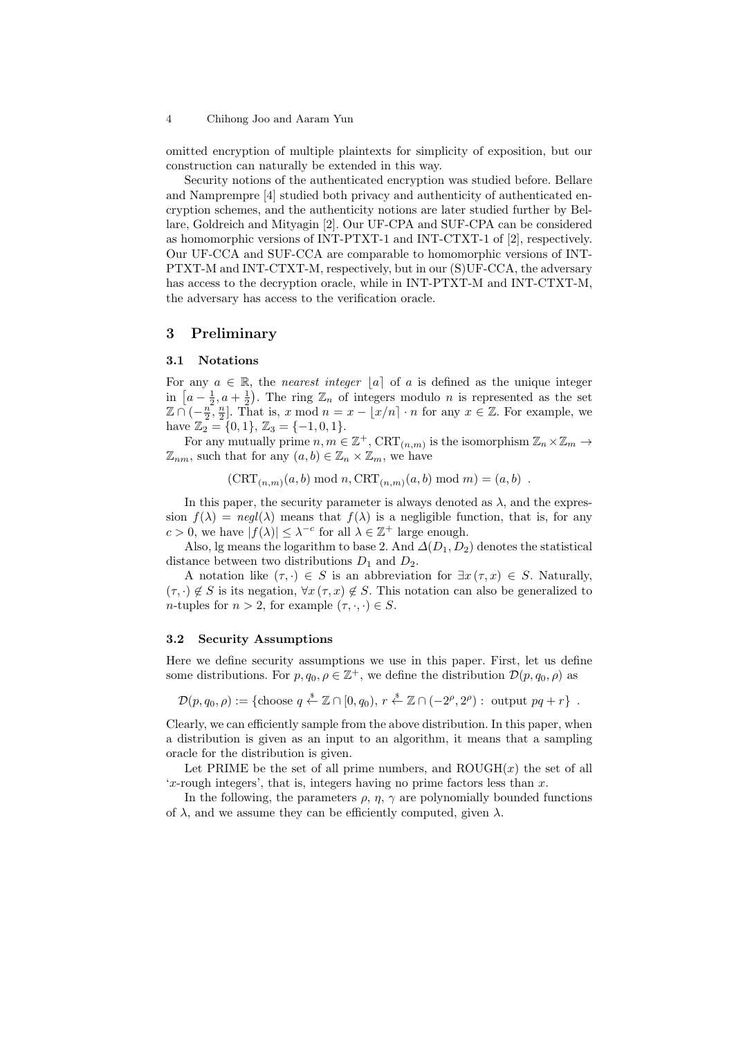omitted encryption of multiple plaintexts for simplicity of exposition, but our construction can naturally be extended in this way.

Security notions of the authenticated encryption was studied before. Bellare and Namprempre [4] studied both privacy and authenticity of authenticated encryption schemes, and the authenticity notions are later studied further by Bellare, Goldreich and Mityagin [2]. Our UF-CPA and SUF-CPA can be considered as homomorphic versions of INT-PTXT-1 and INT-CTXT-1 of [2], respectively. Our UF-CCA and SUF-CCA are comparable to homomorphic versions of INT-PTXT-M and INT-CTXT-M, respectively, but in our (S)UF-CCA, the adversary has access to the decryption oracle, while in INT-PTXT-M and INT-CTXT-M, the adversary has access to the verification oracle.

## 3 Preliminary

### 3.1 Notations

For any $a \in \mathbb{R}$, the *nearest integer* $\lfloor a \rceil$ of $a$ is defined as the unique integer in $\left[a - \frac{1}{2}, a + \frac{1}{2}\right)$. The ring $\mathbb{Z}_n$ of integers modulo $n$ is represented as the set $\mathbb{Z} \cap (-\frac{n}{2}, \frac{n}{2}]$. That is, $x \bmod n = x - \lfloor x/n \rceil \cdot n$ for any $x \in \mathbb{Z}$. For example, we have $\mathbb{Z}_2 = \{0, 1\}$, $\mathbb{Z}_3 = \{-1, 0, 1\}$.

For any mutually prime $n, m \in \mathbb{Z}^+$, $\mathrm{CRT}_{(n,m)}$ is the isomorphism $\mathbb{Z}_n \times \mathbb{Z}_m \to \mathbb{Z}_{nm}$, such that for any $(a, b) \in \mathbb{Z}_n \times \mathbb{Z}_m$, we have

$$(\mathrm{CRT}_{(n,m)}(a, b) \bmod n, \mathrm{CRT}_{(n,m)}(a, b) \bmod m) = (a, b) \ .$$

In this paper, the security parameter is always denoted as $\lambda$, and the expression $f(\lambda) = negl(\lambda)$ means that $f(\lambda)$ is a negligible function, that is, for any $c > 0$, we have $|f(\lambda)| \leq \lambda^{-c}$ for all $\lambda \in \mathbb{Z}^+$ large enough.

Also, lg means the logarithm to base 2. And $\Delta(D_1, D_2)$ denotes the statistical distance between two distributions $D_1$ and $D_2$.

A notation like $(\tau, \cdot) \in S$ is an abbreviation for $\exists x\, (\tau, x) \in S$. Naturally, $(\tau, \cdot) \notin S$ is its negation, $\forall x\, (\tau, x) \notin S$. This notation can also be generalized to $n$-tuples for $n > 2$, for example $(\tau, \cdot, \cdot) \in S$.

### 3.2 Security Assumptions

Here we define security assumptions we use in this paper. First, let us define some distributions. For $p, q_0, \rho \in \mathbb{Z}^+$, we define the distribution $\mathcal{D}(p, q_0, \rho)$ as

$$\mathcal{D}(p, q_0, \rho) := \{\text{choose } q \xleftarrow{\$} \mathbb{Z} \cap [0, q_0),\ r \xleftarrow{\$} \mathbb{Z} \cap (-2^\rho, 2^\rho) : \text{ output } pq + r\} \ .$$

Clearly, we can efficiently sample from the above distribution. In this paper, when a distribution is given as an input to an algorithm, it means that a sampling oracle for the distribution is given.

Let PRIME be the set of all prime numbers, and $\mathrm{ROUGH}(x)$ the set of all '$x$-rough integers', that is, integers having no prime factors less than $x$.

In the following, the parameters $\rho$, $\eta$, $\gamma$ are polynomially bounded functions of $\lambda$, and we assume they can be efficiently computed, given $\lambda$.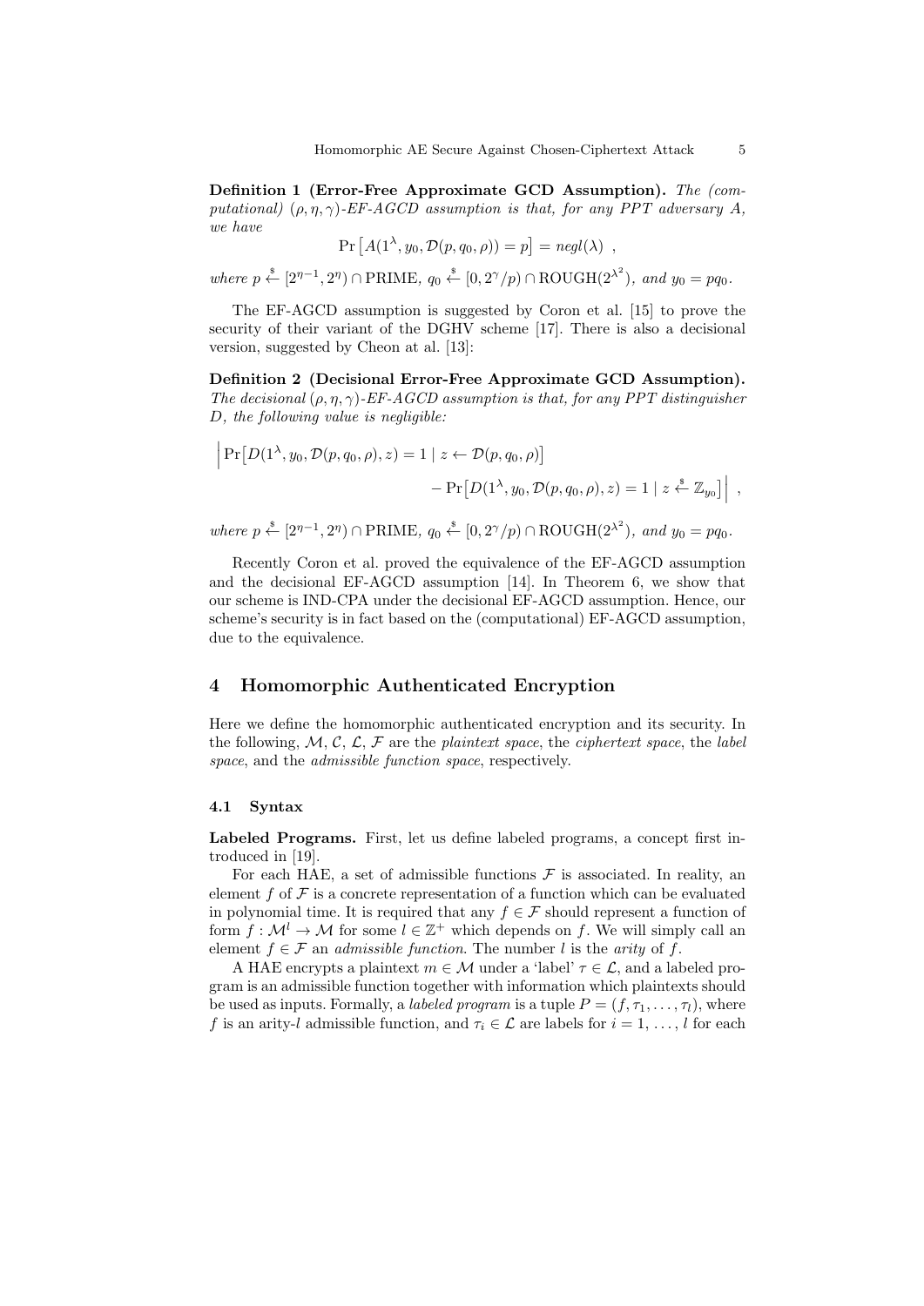**Definition 1 (Error-Free Approximate GCD Assumption).** *The (computational) $(\rho, \eta, \gamma)$-EF-AGCD assumption is that, for any PPT adversary $A$, we have*

$$\Pr\left[A(1^\lambda, y_0, \mathcal{D}(p, q_0, \rho)) = p\right] = negl(\lambda) \ ,$$

*where $p \xleftarrow{\$} [2^{\eta-1}, 2^\eta) \cap \text{PRIME}$, $q_0 \xleftarrow{\$} [0, 2^\gamma/p) \cap \text{ROUGH}(2^{\lambda^2})$, and $y_0 = pq_0$.*

The EF-AGCD assumption is suggested by Coron et al. [15] to prove the security of their variant of the DGHV scheme [17]. There is also a decisional version, suggested by Cheon at al. [13]:

**Definition 2 (Decisional Error-Free Approximate GCD Assumption).** *The decisional $(\rho, \eta, \gamma)$-EF-AGCD assumption is that, for any PPT distinguisher $D$, the following value is negligible:*

$$\Big| \Pr\big[D(1^\lambda, y_0, \mathcal{D}(p, q_0, \rho), z) = 1 \mid z \leftarrow \mathcal{D}(p, q_0, \rho)\big] - \Pr\big[D(1^\lambda, y_0, \mathcal{D}(p, q_0, \rho), z) = 1 \mid z \xleftarrow{\$} \mathbb{Z}_{y_0}\big] \Big| \ ,$$

*where $p \xleftarrow{\$} [2^{\eta-1}, 2^\eta) \cap \text{PRIME}$, $q_0 \xleftarrow{\$} [0, 2^\gamma/p) \cap \text{ROUGH}(2^{\lambda^2})$, and $y_0 = pq_0$.*

Recently Coron et al. proved the equivalence of the EF-AGCD assumption and the decisional EF-AGCD assumption [14]. In Theorem 6, we show that our scheme is IND-CPA under the decisional EF-AGCD assumption. Hence, our scheme's security is in fact based on the (computational) EF-AGCD assumption, due to the equivalence.

# 4 Homomorphic Authenticated Encryption

Here we define the homomorphic authenticated encryption and its security. In the following, $\mathcal{M}$, $\mathcal{C}$, $\mathcal{L}$, $\mathcal{F}$ are the *plaintext space*, the *ciphertext space*, the *label space*, and the *admissible function space*, respectively.

## 4.1 Syntax

**Labeled Programs.** First, let us define labeled programs, a concept first introduced in [19].

For each HAE, a set of admissible functions $\mathcal{F}$ is associated. In reality, an element $f$ of $\mathcal{F}$ is a concrete representation of a function which can be evaluated in polynomial time. It is required that any $f \in \mathcal{F}$ should represent a function of form $f : \mathcal{M}^l \to \mathcal{M}$ for some $l \in \mathbb{Z}^+$ which depends on $f$. We will simply call an element $f \in \mathcal{F}$ an *admissible function*. The number $l$ is the *arity* of $f$.

A HAE encrypts a plaintext $m \in \mathcal{M}$ under a 'label' $\tau \in \mathcal{L}$, and a labeled program is an admissible function together with information which plaintexts should be used as inputs. Formally, a *labeled program* is a tuple $P = (f, \tau_1, \ldots, \tau_l)$, where $f$ is an arity-$l$ admissible function, and $\tau_i \in \mathcal{L}$ are labels for $i = 1, \ldots, l$ for each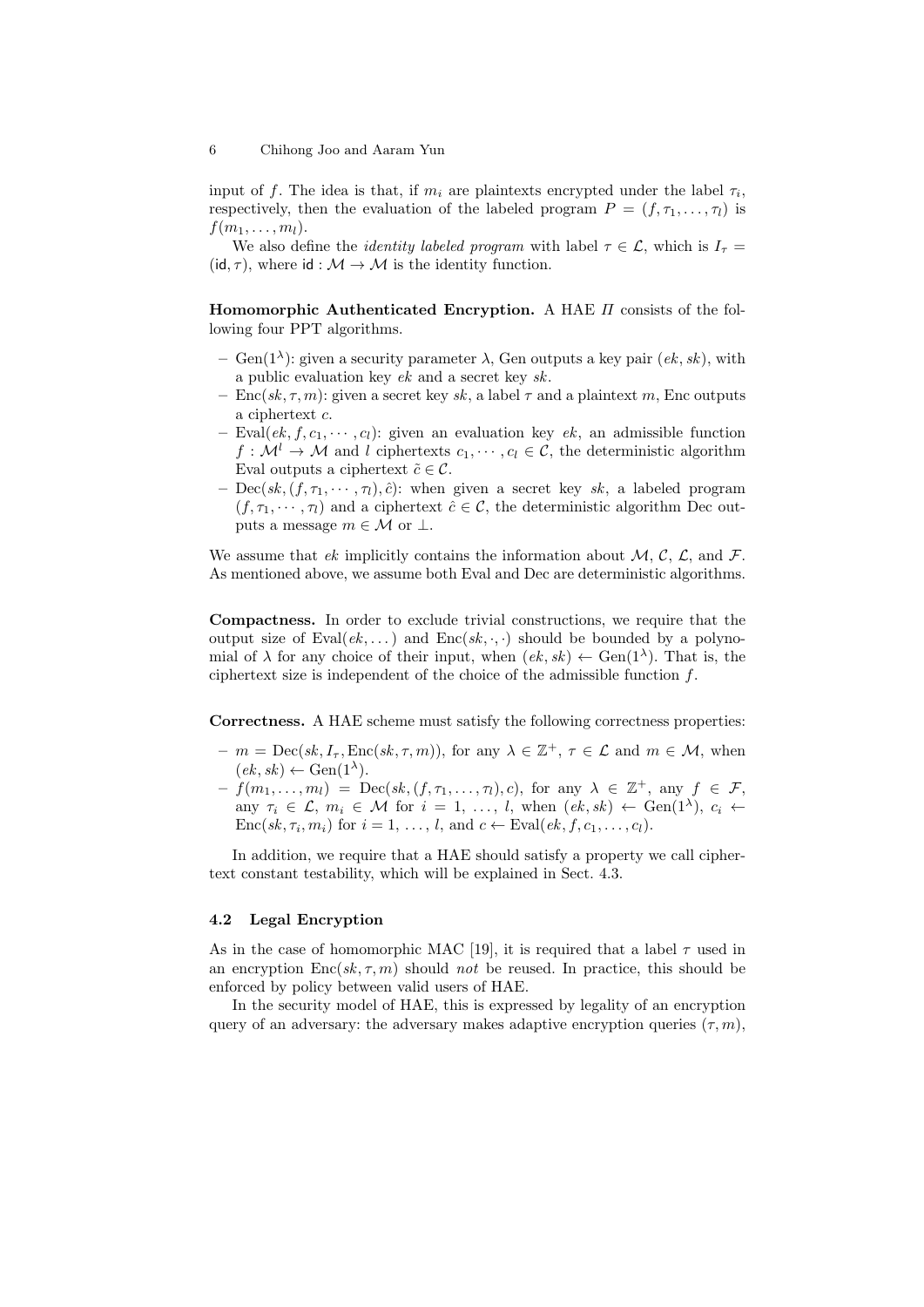input of $f$. The idea is that, if $m_i$ are plaintexts encrypted under the label $\tau_i$, respectively, then the evaluation of the labeled program $P = (f, \tau_1, \ldots, \tau_l)$ is $f(m_1, \ldots, m_l)$.

We also define the *identity labeled program* with label $\tau \in \mathcal{L}$, which is $I_\tau = (\mathsf{id}, \tau)$, where $\mathsf{id} : \mathcal{M} \to \mathcal{M}$ is the identity function.

**Homomorphic Authenticated Encryption.** A HAE $\Pi$ consists of the following four PPT algorithms.

- $\mathrm{Gen}(1^\lambda)$: given a security parameter $\lambda$, Gen outputs a key pair $(ek, sk)$, with a public evaluation key $ek$ and a secret key $sk$.
- $\mathrm{Enc}(sk, \tau, m)$: given a secret key $sk$, a label $\tau$ and a plaintext $m$, Enc outputs a ciphertext $c$.
- $\mathrm{Eval}(ek, f, c_1, \cdots, c_l)$: given an evaluation key $ek$, an admissible function $f : \mathcal{M}^l \to \mathcal{M}$ and $l$ ciphertexts $c_1, \cdots, c_l \in \mathcal{C}$, the deterministic algorithm Eval outputs a ciphertext $\tilde{c} \in \mathcal{C}$.
- $\mathrm{Dec}(sk, (f, \tau_1, \cdots, \tau_l), \hat{c})$: when given a secret key $sk$, a labeled program $(f, \tau_1, \cdots, \tau_l)$ and a ciphertext $\hat{c} \in \mathcal{C}$, the deterministic algorithm Dec outputs a message $m \in \mathcal{M}$ or $\perp$.

We assume that $ek$ implicitly contains the information about $\mathcal{M}$, $\mathcal{C}$, $\mathcal{L}$, and $\mathcal{F}$. As mentioned above, we assume both Eval and Dec are deterministic algorithms.

**Compactness.** In order to exclude trivial constructions, we require that the output size of $\mathrm{Eval}(ek, \dots)$ and $\mathrm{Enc}(sk, \cdot, \cdot)$ should be bounded by a polynomial of $\lambda$ for any choice of their input, when $(ek, sk) \leftarrow \mathrm{Gen}(1^\lambda)$. That is, the ciphertext size is independent of the choice of the admissible function $f$.

**Correctness.** A HAE scheme must satisfy the following correctness properties:

- $m = \mathrm{Dec}(sk, I_\tau, \mathrm{Enc}(sk, \tau, m))$, for any $\lambda \in \mathbb{Z}^+$, $\tau \in \mathcal{L}$ and $m \in \mathcal{M}$, when $(ek, sk) \leftarrow \mathrm{Gen}(1^\lambda)$.
- $f(m_1, \ldots, m_l) = \mathrm{Dec}(sk, (f, \tau_1, \ldots, \tau_l), c)$, for any $\lambda \in \mathbb{Z}^+$, any $f \in \mathcal{F}$, any $\tau_i \in \mathcal{L}$, $m_i \in \mathcal{M}$ for $i = 1, \ldots, l$, when $(ek, sk) \leftarrow \mathrm{Gen}(1^\lambda)$, $c_i \leftarrow \mathrm{Enc}(sk, \tau_i, m_i)$ for $i = 1, \ldots, l$, and $c \leftarrow \mathrm{Eval}(ek, f, c_1, \ldots, c_l)$.

In addition, we require that a HAE should satisfy a property we call ciphertext constant testability, which will be explained in Sect. 4.3.

### 4.2 Legal Encryption

As in the case of homomorphic MAC [19], it is required that a label $\tau$ used in an encryption $\mathrm{Enc}(sk, \tau, m)$ should *not* be reused. In practice, this should be enforced by policy between valid users of HAE.

In the security model of HAE, this is expressed by legality of an encryption query of an adversary: the adversary makes adaptive encryption queries $(\tau, m)$,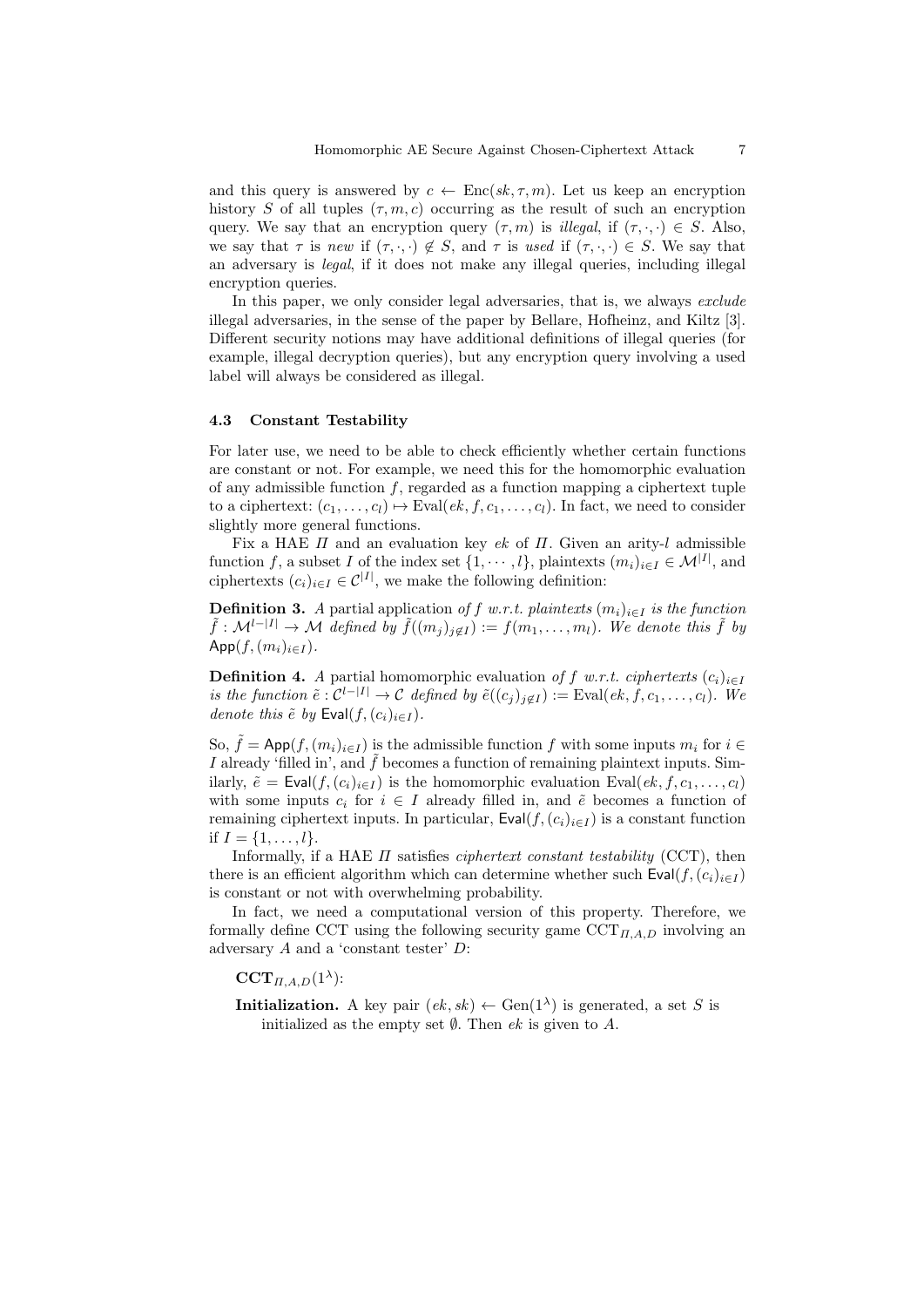and this query is answered by $c \leftarrow \mathrm{Enc}(sk, \tau, m)$. Let us keep an encryption history $S$ of all tuples $(\tau, m, c)$ occurring as the result of such an encryption query. We say that an encryption query $(\tau, m)$ is *illegal*, if $(\tau, \cdot, \cdot) \in S$. Also, we say that $\tau$ is *new* if $(\tau, \cdot, \cdot) \notin S$, and $\tau$ is *used* if $(\tau, \cdot, \cdot) \in S$. We say that an adversary is *legal*, if it does not make any illegal queries, including illegal encryption queries.

In this paper, we only consider legal adversaries, that is, we always *exclude* illegal adversaries, in the sense of the paper by Bellare, Hofheinz, and Kiltz [3]. Different security notions may have additional definitions of illegal queries (for example, illegal decryption queries), but any encryption query involving a used label will always be considered as illegal.

### 4.3 Constant Testability

For later use, we need to be able to check efficiently whether certain functions are constant or not. For example, we need this for the homomorphic evaluation of any admissible function $f$, regarded as a function mapping a ciphertext tuple to a ciphertext: $(c_1, \ldots, c_l) \mapsto \mathrm{Eval}(ek, f, c_1, \ldots, c_l)$. In fact, we need to consider slightly more general functions.

Fix a HAE $\Pi$ and an evaluation key $ek$ of $\Pi$. Given an arity-$l$ admissible function $f$, a subset $I$ of the index set $\{1, \cdots, l\}$, plaintexts $(m_i)_{i \in I} \in \mathcal{M}^{|I|}$, and ciphertexts $(c_i)_{i \in I} \in \mathcal{C}^{|I|}$, we make the following definition:

**Definition 3.** *A* partial application *of $f$ w.r.t. plaintexts $(m_i)_{i \in I}$ is the function $\tilde{f} : \mathcal{M}^{l-|I|} \to \mathcal{M}$ defined by $\tilde{f}((m_j)_{j \notin I}) := f(m_1, \ldots, m_l)$. We denote this $\tilde{f}$ by $\mathsf{App}(f, (m_i)_{i \in I})$.*

**Definition 4.** *A* partial homomorphic evaluation *of $f$ w.r.t. ciphertexts $(c_i)_{i \in I}$ is the function $\tilde{e} : \mathcal{C}^{l-|I|} \to \mathcal{C}$ defined by $\tilde{e}((c_j)_{j \notin I}) := \mathrm{Eval}(ek, f, c_1, \ldots, c_l)$. We denote this $\tilde{e}$ by $\mathsf{Eval}(f, (c_i)_{i \in I})$.*

So, $\tilde{f} = \mathsf{App}(f, (m_i)_{i \in I})$ is the admissible function $f$ with some inputs $m_i$ for $i \in I$ already 'filled in', and $\tilde{f}$ becomes a function of remaining plaintext inputs. Similarly, $\tilde{e} = \mathsf{Eval}(f, (c_i)_{i \in I})$ is the homomorphic evaluation $\mathrm{Eval}(ek, f, c_1, \ldots, c_l)$ with some inputs $c_i$ for $i \in I$ already filled in, and $\tilde{e}$ becomes a function of remaining ciphertext inputs. In particular, $\mathsf{Eval}(f, (c_i)_{i \in I})$ is a constant function if $I = \{1, \ldots, l\}$.

Informally, if a HAE $\Pi$ satisfies *ciphertext constant testability* (CCT), then there is an efficient algorithm which can determine whether such $\mathsf{Eval}(f, (c_i)_{i \in I})$ is constant or not with overwhelming probability.

In fact, we need a computational version of this property. Therefore, we formally define CCT using the following security game $\mathrm{CCT}_{\Pi, A, D}$ involving an adversary $A$ and a 'constant tester' $D$:

$\mathbf{CCT}_{\Pi, A, D}(1^\lambda)$:

**Initialization.** A key pair $(ek, sk) \leftarrow \mathrm{Gen}(1^\lambda)$ is generated, a set $S$ is initialized as the empty set $\emptyset$. Then $ek$ is given to $A$.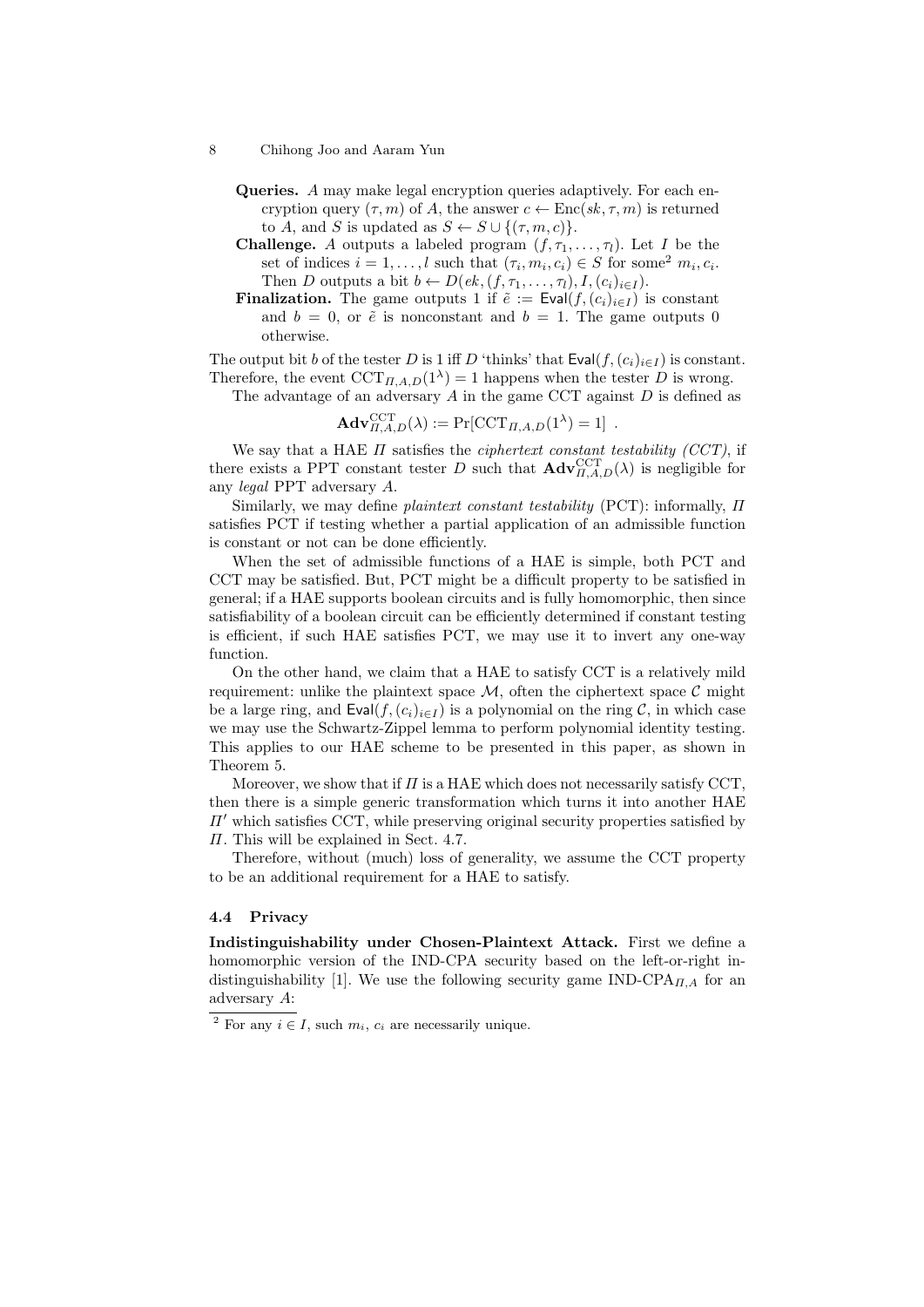**Queries.** $A$ may make legal encryption queries adaptively. For each encryption query $(\tau, m)$ of $A$, the answer $c \leftarrow \mathrm{Enc}(sk, \tau, m)$ is returned to $A$, and $S$ is updated as $S \leftarrow S \cup \{(\tau, m, c)\}$.

**Challenge.** $A$ outputs a labeled program $(f, \tau_1, \ldots, \tau_l)$. Let $I$ be the set of indices $i = 1, \ldots, l$ such that $(\tau_i, m_i, c_i) \in S$ for some[2] $m_i, c_i$. Then $D$ outputs a bit $b \leftarrow D(ek, (f, \tau_1, \ldots, \tau_l), I, (c_i)_{i \in I})$.

**Finalization.** The game outputs 1 if $\tilde{e} := \mathsf{Eval}(f, (c_i)_{i \in I})$ is constant and $b = 0$, or $\tilde{e}$ is nonconstant and $b = 1$. The game outputs 0 otherwise.

The output bit $b$ of the tester $D$ is 1 iff $D$ 'thinks' that $\mathsf{Eval}(f, (c_i)_{i \in I})$ is constant. Therefore, the event $\mathrm{CCT}_{\Pi,A,D}(1^\lambda) = 1$ happens when the tester $D$ is wrong.

The advantage of an adversary $A$ in the game CCT against $D$ is defined as

$$\mathbf{Adv}^{\mathrm{CCT}}_{\Pi,A,D}(\lambda) := \Pr[\mathrm{CCT}_{\Pi,A,D}(1^\lambda) = 1] \ .$$

We say that a HAE $\Pi$ satisfies the *ciphertext constant testability (CCT)*, if there exists a PPT constant tester $D$ such that $\mathbf{Adv}^{\mathrm{CCT}}_{\Pi,A,D}(\lambda)$ is negligible for any *legal* PPT adversary $A$.

Similarly, we may define *plaintext constant testability* (PCT): informally, $\Pi$ satisfies PCT if testing whether a partial application of an admissible function is constant or not can be done efficiently.

When the set of admissible functions of a HAE is simple, both PCT and CCT may be satisfied. But, PCT might be a difficult property to be satisfied in general; if a HAE supports boolean circuits and is fully homomorphic, then since satisfiability of a boolean circuit can be efficiently determined if constant testing is efficient, if such HAE satisfies PCT, we may use it to invert any one-way function.

On the other hand, we claim that a HAE to satisfy CCT is a relatively mild requirement: unlike the plaintext space $\mathcal{M}$, often the ciphertext space $\mathcal{C}$ might be a large ring, and $\mathsf{Eval}(f, (c_i)_{i \in I})$ is a polynomial on the ring $\mathcal{C}$, in which case we may use the Schwartz-Zippel lemma to perform polynomial identity testing. This applies to our HAE scheme to be presented in this paper, as shown in Theorem 5.

Moreover, we show that if $\Pi$ is a HAE which does not necessarily satisfy CCT, then there is a simple generic transformation which turns it into another HAE $\Pi'$ which satisfies CCT, while preserving original security properties satisfied by $\Pi$. This will be explained in Sect. 4.7.

Therefore, without (much) loss of generality, we assume the CCT property to be an additional requirement for a HAE to satisfy.

### 4.4 Privacy

**Indistinguishability under Chosen-Plaintext Attack.** First we define a homomorphic version of the IND-CPA security based on the left-or-right indistinguishability [1]. We use the following security game $\text{IND-CPA}_{\Pi,A}$ for an adversary $A$:

[2] For any $i \in I$, such $m_i$, $c_i$ are necessarily unique.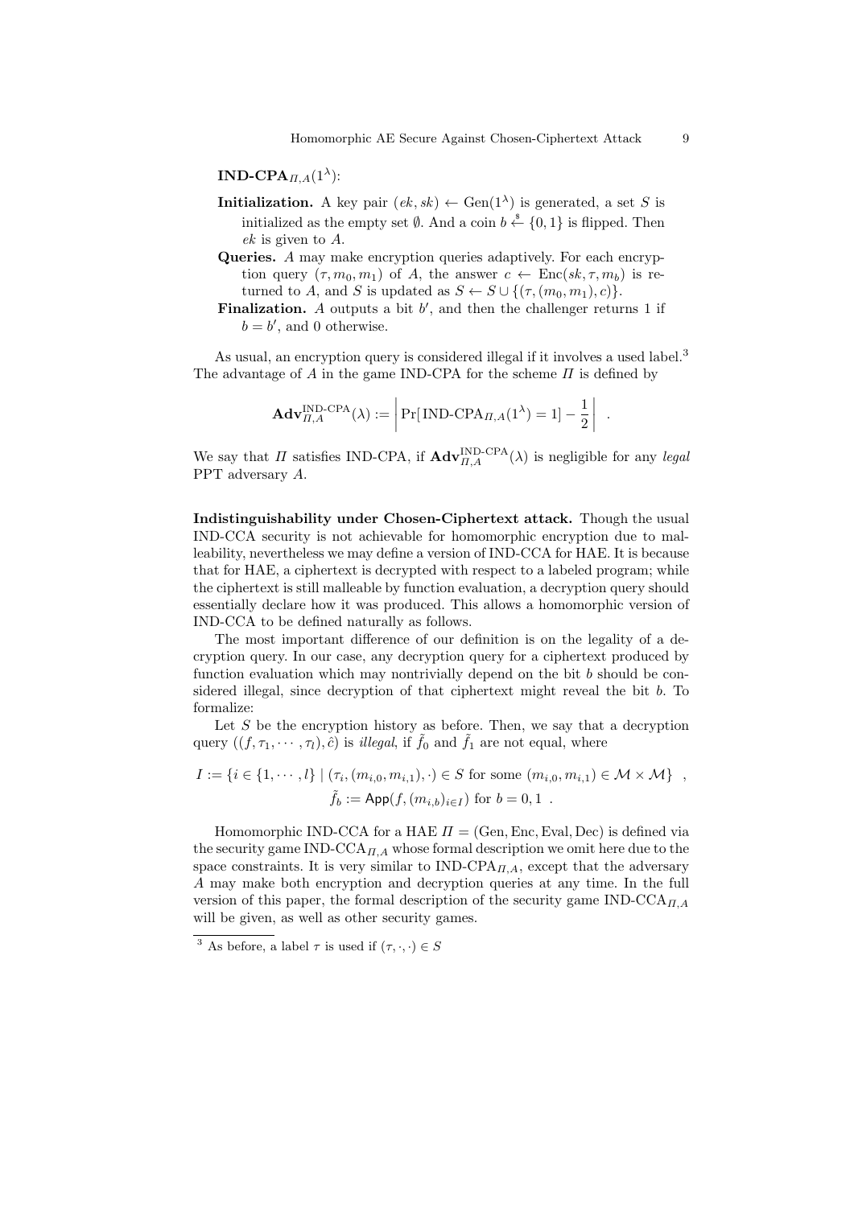**IND-CPA** $_{\Pi,A}(1^\lambda)$:

**Initialization.** A key pair $(ek, sk) \leftarrow \mathrm{Gen}(1^\lambda)$ is generated, a set $S$ is initialized as the empty set $\emptyset$. And a coin $b \xleftarrow{\$} \{0,1\}$ is flipped. Then $ek$ is given to $A$.

**Queries.** $A$ may make encryption queries adaptively. For each encryption query $(\tau, m_0, m_1)$ of $A$, the answer $c \leftarrow \mathrm{Enc}(sk, \tau, m_b)$ is returned to $A$, and $S$ is updated as $S \leftarrow S \cup \{(\tau, (m_0, m_1), c)\}$.

**Finalization.** $A$ outputs a bit $b'$, and then the challenger returns 1 if $b = b'$, and 0 otherwise.

As usual, an encryption query is considered illegal if it involves a used label.[3] The advantage of $A$ in the game IND-CPA for the scheme $\Pi$ is defined by

$$\mathbf{Adv}_{\Pi,A}^{\text{IND-CPA}}(\lambda) := \left| \Pr[\,\text{IND-CPA}_{\Pi,A}(1^\lambda) = 1] - \frac{1}{2} \right| \enspace .$$

We say that $\Pi$ satisfies IND-CPA, if $\mathbf{Adv}_{\Pi,A}^{\text{IND-CPA}}(\lambda)$ is negligible for any *legal* PPT adversary $A$.

**Indistinguishability under Chosen-Ciphertext attack.** Though the usual IND-CCA security is not achievable for homomorphic encryption due to malleability, nevertheless we may define a version of IND-CCA for HAE. It is because that for HAE, a ciphertext is decrypted with respect to a labeled program; while the ciphertext is still malleable by function evaluation, a decryption query should essentially declare how it was produced. This allows a homomorphic version of IND-CCA to be defined naturally as follows.

The most important difference of our definition is on the legality of a decryption query. In our case, any decryption query for a ciphertext produced by function evaluation which may nontrivially depend on the bit $b$ should be considered illegal, since decryption of that ciphertext might reveal the bit $b$. To formalize:

Let $S$ be the encryption history as before. Then, we say that a decryption query $((f, \tau_1, \cdots, \tau_l), \hat{c})$ is *illegal*, if $\tilde{f}_0$ and $\tilde{f}_1$ are not equal, where

$$I := \{i \in \{1, \cdots, l\} \mid (\tau_i, (m_{i,0}, m_{i,1}), \cdot) \in S \text{ for some } (m_{i,0}, m_{i,1}) \in \mathcal{M} \times \mathcal{M}\} \enspace ,$$
$$\tilde{f}_b := \mathsf{App}(f, (m_{i,b})_{i \in I}) \text{ for } b = 0, 1 \enspace .$$

Homomorphic IND-CCA for a HAE $\Pi = (\mathrm{Gen}, \mathrm{Enc}, \mathrm{Eval}, \mathrm{Dec})$ is defined via the security game $\text{IND-CCA}_{\Pi,A}$ whose formal description we omit here due to the space constraints. It is very similar to $\text{IND-CPA}_{\Pi,A}$, except that the adversary $A$ may make both encryption and decryption queries at any time. In the full version of this paper, the formal description of the security game $\text{IND-CCA}_{\Pi,A}$ will be given, as well as other security games.

[3] As before, a label $\tau$ is used if $(\tau, \cdot, \cdot) \in S$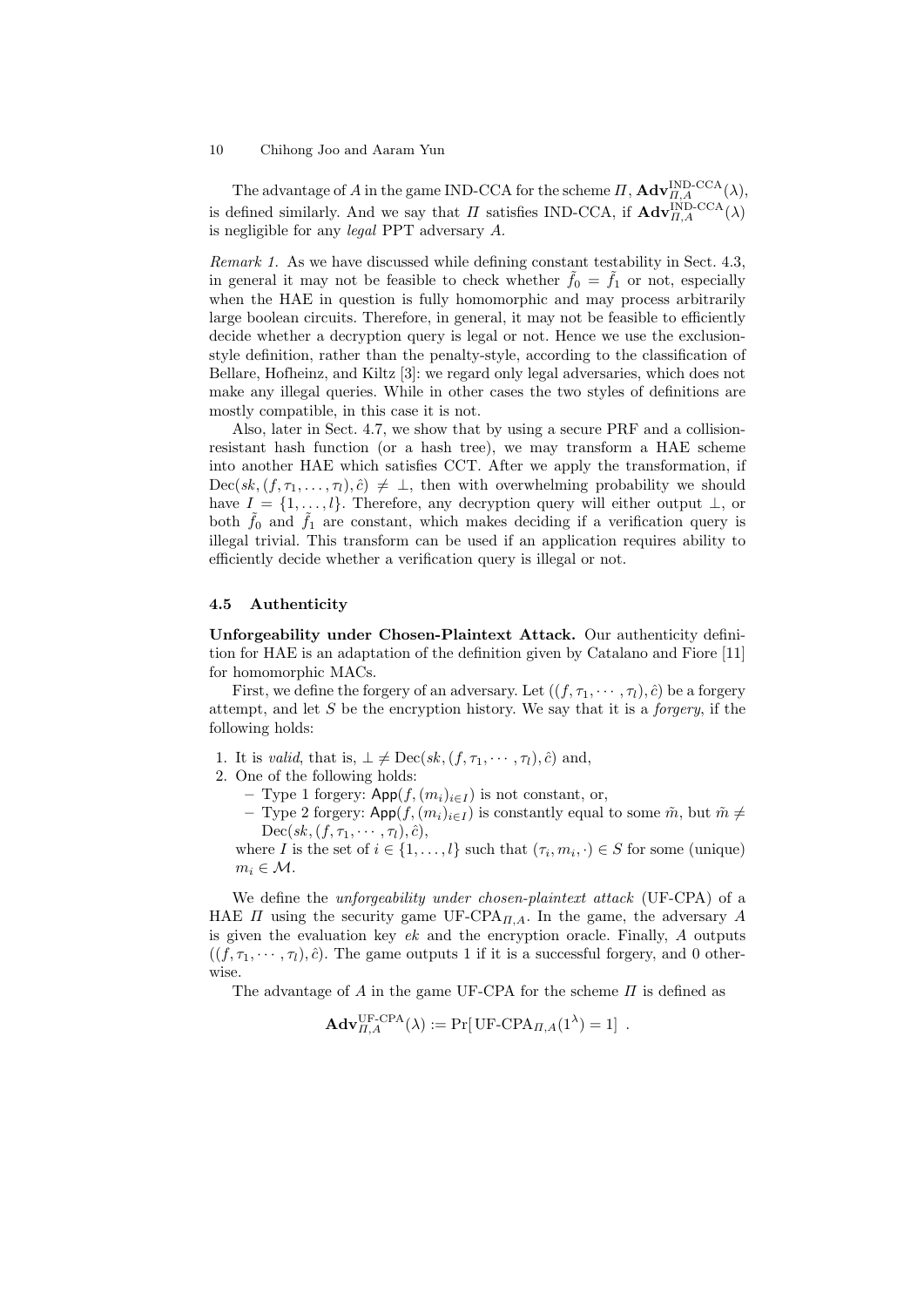The advantage of $A$ in the game IND-CCA for the scheme $\Pi$, $\mathbf{Adv}^{\text{IND-CCA}}_{\Pi,A}(\lambda)$, is defined similarly. And we say that $\Pi$ satisfies IND-CCA, if $\mathbf{Adv}^{\text{IND-CCA}}_{\Pi,A}(\lambda)$ is negligible for any *legal* PPT adversary $A$.

*Remark 1.* As we have discussed while defining constant testability in Sect. 4.3, in general it may not be feasible to check whether $\tilde{f}_0 = \tilde{f}_1$ or not, especially when the HAE in question is fully homomorphic and may process arbitrarily large boolean circuits. Therefore, in general, it may not be feasible to efficiently decide whether a decryption query is legal or not. Hence we use the exclusion-style definition, rather than the penalty-style, according to the classification of Bellare, Hofheinz, and Kiltz [3]: we regard only legal adversaries, which does not make any illegal queries. While in other cases the two styles of definitions are mostly compatible, in this case it is not.

Also, later in Sect. 4.7, we show that by using a secure PRF and a collision-resistant hash function (or a hash tree), we may transform a HAE scheme into another HAE which satisfies CCT. After we apply the transformation, if $\text{Dec}(sk, (f, \tau_1, \ldots, \tau_l), \hat{c}) \neq \perp$, then with overwhelming probability we should have $I = \{1, \ldots, l\}$. Therefore, any decryption query will either output $\perp$, or both $\tilde{f}_0$ and $\tilde{f}_1$ are constant, which makes deciding if a verification query is illegal trivial. This transform can be used if an application requires ability to efficiently decide whether a verification query is illegal or not.

### 4.5 Authenticity

**Unforgeability under Chosen-Plaintext Attack.** Our authenticity definition for HAE is an adaptation of the definition given by Catalano and Fiore [11] for homomorphic MACs.

First, we define the forgery of an adversary. Let $((f, \tau_1, \cdots, \tau_l), \hat{c})$ be a forgery attempt, and let $S$ be the encryption history. We say that it is a *forgery*, if the following holds:

1. It is *valid*, that is, $\perp \neq \text{Dec}(sk, (f, \tau_1, \cdots, \tau_l), \hat{c})$ and,
2. One of the following holds:
   - Type 1 forgery: $\mathsf{App}(f, (m_i)_{i \in I})$ is not constant, or,
   - Type 2 forgery: $\mathsf{App}(f, (m_i)_{i \in I})$ is constantly equal to some $\tilde{m}$, but $\tilde{m} \neq \text{Dec}(sk, (f, \tau_1, \cdots, \tau_l), \hat{c})$,

   where $I$ is the set of $i \in \{1, \ldots, l\}$ such that $(\tau_i, m_i, \cdot) \in S$ for some (unique) $m_i \in \mathcal{M}$.

We define the *unforgeability under chosen-plaintext attack* (UF-CPA) of a HAE $\Pi$ using the security game $\text{UF-CPA}_{\Pi,A}$. In the game, the adversary $A$ is given the evaluation key $ek$ and the encryption oracle. Finally, $A$ outputs $((f, \tau_1, \cdots, \tau_l), \hat{c})$. The game outputs 1 if it is a successful forgery, and 0 otherwise.

The advantage of $A$ in the game UF-CPA for the scheme $\Pi$ is defined as

$$\mathbf{Adv}^{\text{UF-CPA}}_{\Pi,A}(\lambda) := \Pr[\,\text{UF-CPA}_{\Pi,A}(1^\lambda) = 1]\ .$$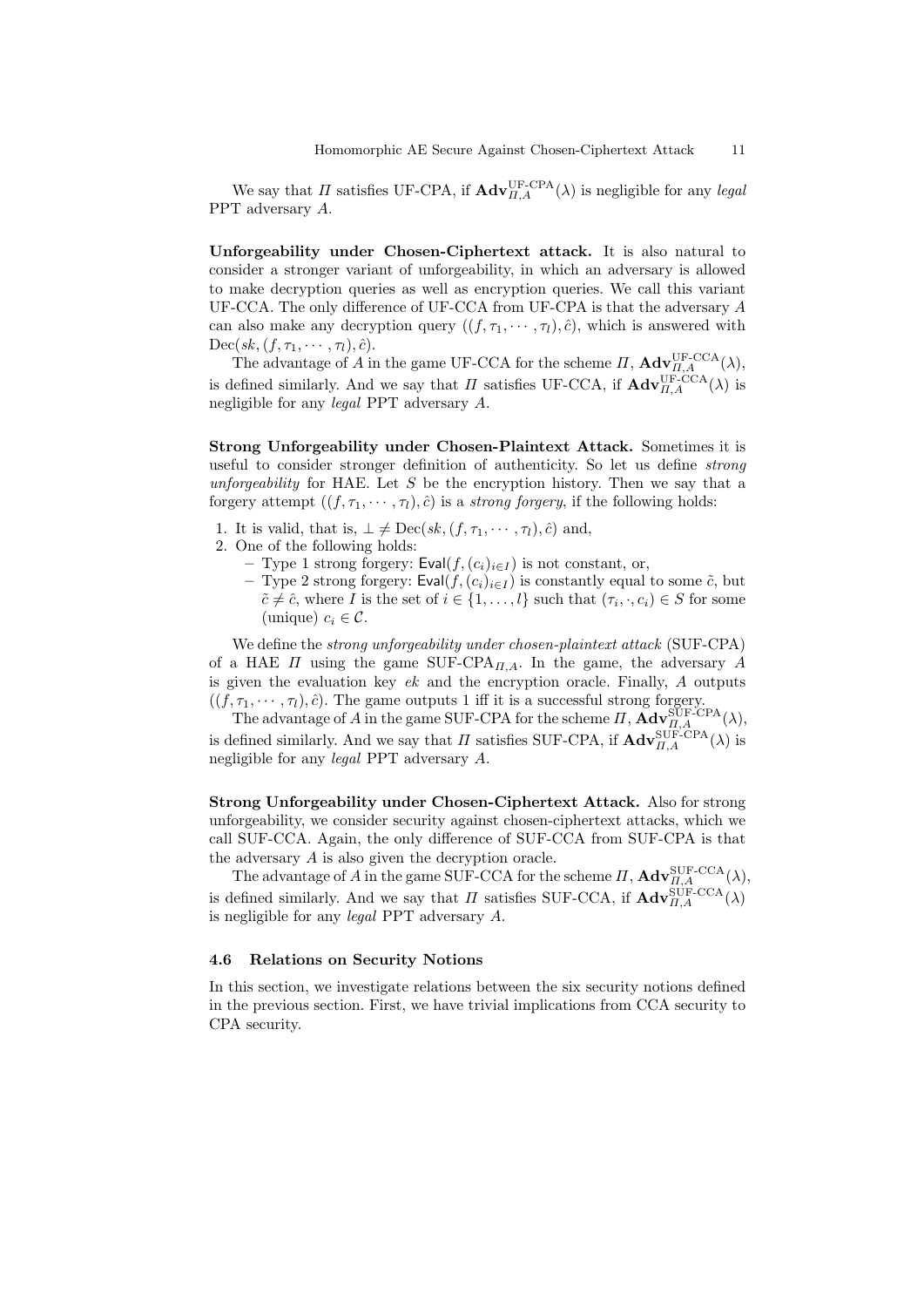We say that $\Pi$ satisfies UF-CPA, if $\mathbf{Adv}_{\Pi,A}^{\text{UF-CPA}}(\lambda)$ is negligible for any *legal* PPT adversary $A$.

**Unforgeability under Chosen-Ciphertext attack.** It is also natural to consider a stronger variant of unforgeability, in which an adversary is allowed to make decryption queries as well as encryption queries. We call this variant UF-CCA. The only difference of UF-CCA from UF-CPA is that the adversary $A$ can also make any decryption query $((f, \tau_1, \cdots, \tau_l), \hat{c})$, which is answered with $\text{Dec}(sk, (f, \tau_1, \cdots, \tau_l), \hat{c})$.

The advantage of $A$ in the game UF-CCA for the scheme $\Pi$, $\mathbf{Adv}_{\Pi,A}^{\text{UF-CCA}}(\lambda)$, is defined similarly. And we say that $\Pi$ satisfies UF-CCA, if $\mathbf{Adv}_{\Pi,A}^{\text{UF-CCA}}(\lambda)$ is negligible for any *legal* PPT adversary $A$.

**Strong Unforgeability under Chosen-Plaintext Attack.** Sometimes it is useful to consider stronger definition of authenticity. So let us define *strong unforgeability* for HAE. Let $S$ be the encryption history. Then we say that a forgery attempt $((f, \tau_1, \cdots, \tau_l), \hat{c})$ is a *strong forgery*, if the following holds:

1. It is valid, that is, $\perp \neq \text{Dec}(sk, (f, \tau_1, \cdots, \tau_l), \hat{c})$ and,
2. One of the following holds:
   - Type 1 strong forgery: $\mathsf{Eval}(f, (c_i)_{i \in I})$ is not constant, or,
   - Type 2 strong forgery: $\mathsf{Eval}(f, (c_i)_{i \in I})$ is constantly equal to some $\tilde{c}$, but $\tilde{c} \neq \hat{c}$, where $I$ is the set of $i \in \{1, \ldots, l\}$ such that $(\tau_i, \cdot, c_i) \in S$ for some (unique) $c_i \in \mathcal{C}$.

We define the *strong unforgeability under chosen-plaintext attack* (SUF-CPA) of a HAE $\Pi$ using the game $\text{SUF-CPA}_{\Pi,A}$. In the game, the adversary $A$ is given the evaluation key $ek$ and the encryption oracle. Finally, $A$ outputs $((f, \tau_1, \cdots, \tau_l), \hat{c})$. The game outputs 1 iff it is a successful strong forgery.

The advantage of $A$ in the game SUF-CPA for the scheme $\Pi$, $\mathbf{Adv}_{\Pi,A}^{\text{SUF-CPA}}(\lambda)$, is defined similarly. And we say that $\Pi$ satisfies SUF-CPA, if $\mathbf{Adv}_{\Pi,A}^{\text{SUF-CPA}}(\lambda)$ is negligible for any *legal* PPT adversary $A$.

**Strong Unforgeability under Chosen-Ciphertext Attack.** Also for strong unforgeability, we consider security against chosen-ciphertext attacks, which we call SUF-CCA. Again, the only difference of SUF-CCA from SUF-CPA is that the adversary $A$ is also given the decryption oracle.

The advantage of $A$ in the game SUF-CCA for the scheme $\Pi$, $\mathbf{Adv}_{\Pi,A}^{\text{SUF-CCA}}(\lambda)$, is defined similarly. And we say that $\Pi$ satisfies SUF-CCA, if $\mathbf{Adv}_{\Pi,A}^{\text{SUF-CCA}}(\lambda)$ is negligible for any *legal* PPT adversary $A$.

### 4.6 Relations on Security Notions

In this section, we investigate relations between the six security notions defined in the previous section. First, we have trivial implications from CCA security to CPA security.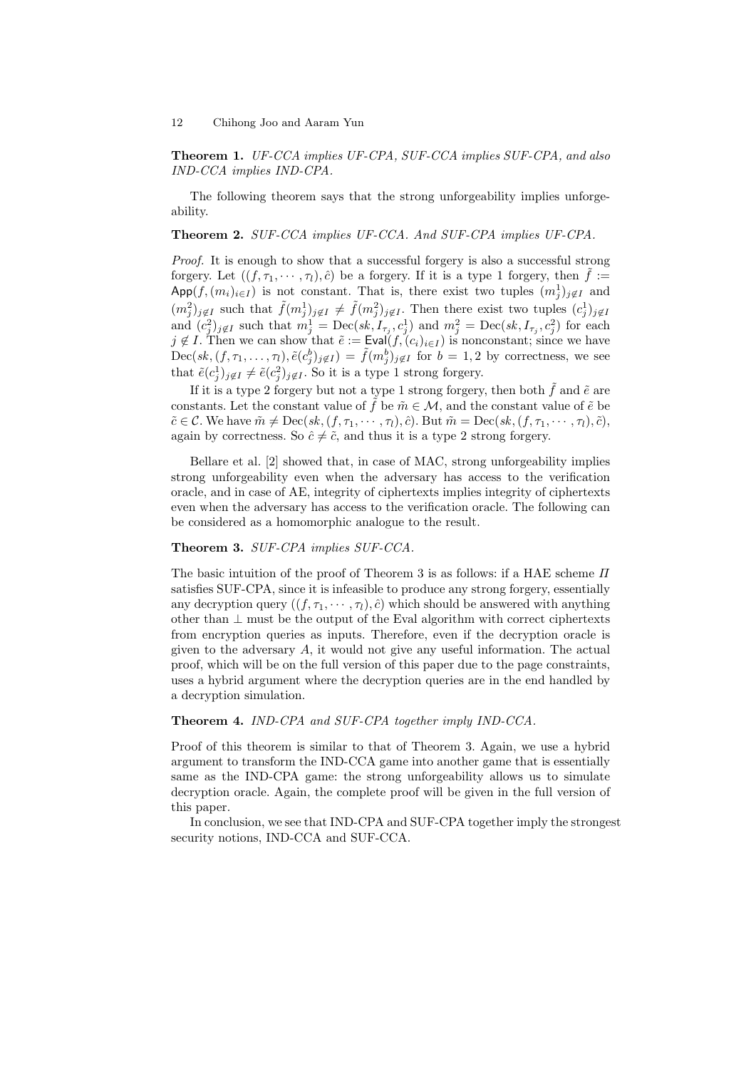**Theorem 1.** *UF-CCA implies UF-CPA, SUF-CCA implies SUF-CPA, and also IND-CCA implies IND-CPA.*

The following theorem says that the strong unforgeability implies unforgeability.

**Theorem 2.** *SUF-CCA implies UF-CCA. And SUF-CPA implies UF-CPA.*

*Proof.* It is enough to show that a successful forgery is also a successful strong forgery. Let $((f, \tau_1, \cdots, \tau_l), \hat{c})$ be a forgery. If it is a type 1 forgery, then $\tilde{f} := \mathsf{App}(f, (m_i)_{i \in I})$ is not constant. That is, there exist two tuples $(m_j^1)_{j \notin I}$ and $(m_j^2)_{j \notin I}$ such that $\tilde{f}(m_j^1)_{j \notin I} \neq \tilde{f}(m_j^2)_{j \notin I}$. Then there exist two tuples $(c_j^1)_{j \notin I}$ and $(c_j^2)_{j \notin I}$ such that $m_j^1 = \mathrm{Dec}(sk, I_{\tau_j}, c_j^1)$ and $m_j^2 = \mathrm{Dec}(sk, I_{\tau_j}, c_j^2)$ for each $j \notin I$. Then we can show that $\tilde{e} := \mathsf{Eval}(f, (c_i)_{i \in I})$ is nonconstant; since we have $\mathrm{Dec}(sk, (f, \tau_1, \ldots, \tau_l), \tilde{e}(c_j^b)_{j \notin I}) = \tilde{f}(m_j^b)_{j \notin I}$ for $b = 1, 2$ by correctness, we see that $\tilde{e}(c_j^1)_{j \notin I} \neq \tilde{e}(c_j^2)_{j \notin I}$. So it is a type 1 strong forgery.

If it is a type 2 forgery but not a type 1 strong forgery, then both $\tilde{f}$ and $\tilde{e}$ are constants. Let the constant value of $\tilde{f}$ be $\tilde{m} \in \mathcal{M}$, and the constant value of $\tilde{e}$ be $\tilde{c} \in \mathcal{C}$. We have $\tilde{m} \neq \mathrm{Dec}(sk, (f, \tau_1, \cdots, \tau_l), \hat{c})$. But $\tilde{m} = \mathrm{Dec}(sk, (f, \tau_1, \cdots, \tau_l), \tilde{c})$, again by correctness. So $\hat{c} \neq \tilde{c}$, and thus it is a type 2 strong forgery.

Bellare et al. [2] showed that, in case of MAC, strong unforgeability implies strong unforgeability even when the adversary has access to the verification oracle, and in case of AE, integrity of ciphertexts implies integrity of ciphertexts even when the adversary has access to the verification oracle. The following can be considered as a homomorphic analogue to the result.

**Theorem 3.** *SUF-CPA implies SUF-CCA.*

The basic intuition of the proof of Theorem 3 is as follows: if a HAE scheme $\Pi$ satisfies SUF-CPA, since it is infeasible to produce any strong forgery, essentially any decryption query $((f, \tau_1, \cdots, \tau_l), \hat{c})$ which should be answered with anything other than $\perp$ must be the output of the Eval algorithm with correct ciphertexts from encryption queries as inputs. Therefore, even if the decryption oracle is given to the adversary $A$, it would not give any useful information. The actual proof, which will be on the full version of this paper due to the page constraints, uses a hybrid argument where the decryption queries are in the end handled by a decryption simulation.

**Theorem 4.** *IND-CPA and SUF-CPA together imply IND-CCA.*

Proof of this theorem is similar to that of Theorem 3. Again, we use a hybrid argument to transform the IND-CCA game into another game that is essentially same as the IND-CPA game: the strong unforgeability allows us to simulate decryption oracle. Again, the complete proof will be given in the full version of this paper.

In conclusion, we see that IND-CPA and SUF-CPA together imply the strongest security notions, IND-CCA and SUF-CCA.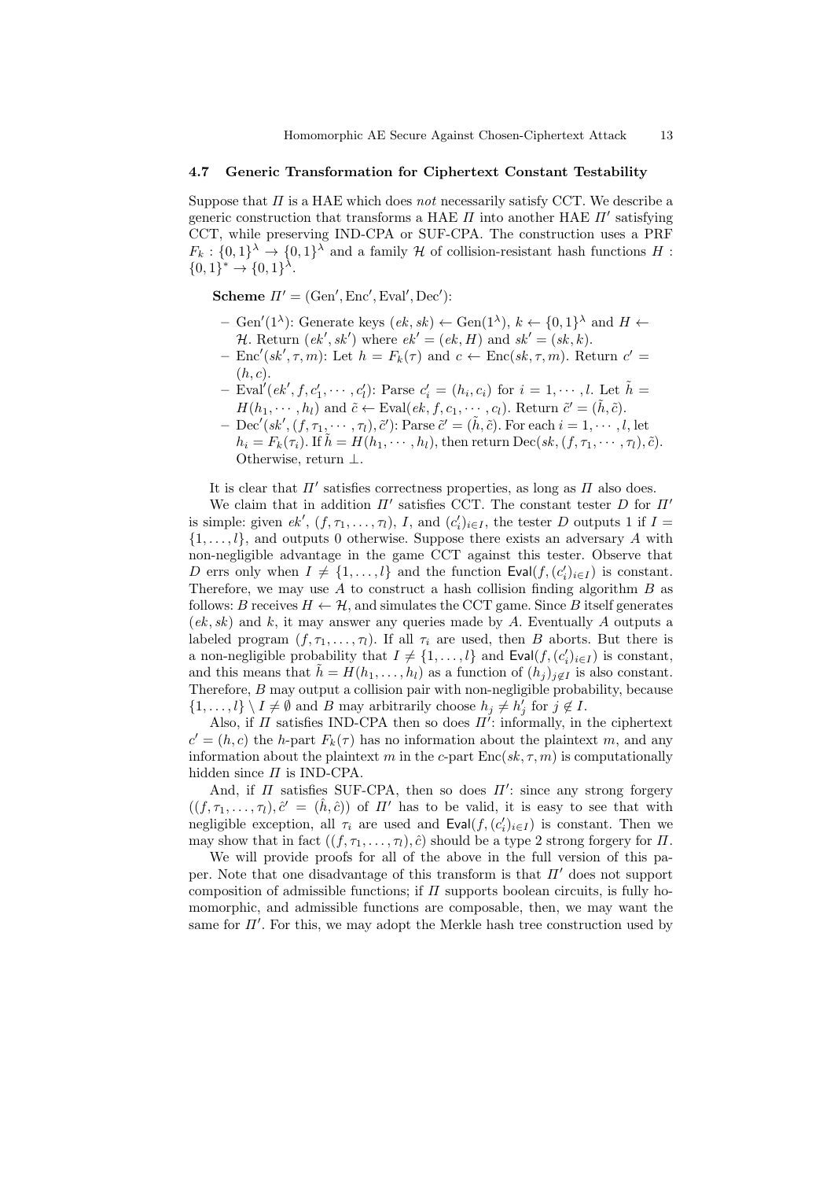### 4.7 Generic Transformation for Ciphertext Constant Testability

Suppose that $\Pi$ is a HAE which does *not* necessarily satisfy CCT. We describe a generic construction that transforms a HAE $\Pi$ into another HAE $\Pi'$ satisfying CCT, while preserving IND-CPA or SUF-CPA. The construction uses a PRF $F_k : \{0,1\}^\lambda \to \{0,1\}^\lambda$ and a family $\mathcal{H}$ of collision-resistant hash functions $H : \{0,1\}^* \to \{0,1\}^\lambda$.

**Scheme** $\Pi' = (\text{Gen}', \text{Enc}', \text{Eval}', \text{Dec}')$:

- $\text{Gen}'(1^\lambda)$: Generate keys $(ek, sk) \leftarrow \text{Gen}(1^\lambda)$, $k \leftarrow \{0,1\}^\lambda$ and $H \leftarrow \mathcal{H}$. Return $(ek', sk')$ where $ek' = (ek, H)$ and $sk' = (sk, k)$.
- $\text{Enc}'(sk', \tau, m)$: Let $h = F_k(\tau)$ and $c \leftarrow \text{Enc}(sk, \tau, m)$. Return $c' = (h, c)$.
- $\text{Eval}'(ek', f, c'_1, \cdots, c'_l)$: Parse $c'_i = (h_i, c_i)$ for $i = 1, \cdots, l$. Let $\tilde{h} = H(h_1, \cdots, h_l)$ and $\tilde{c} \leftarrow \text{Eval}(ek, f, c_1, \cdots, c_l)$. Return $\tilde{c}' = (\tilde{h}, \tilde{c})$.
- $\text{Dec}'(sk', (f, \tau_1, \cdots, \tau_l), \tilde{c}')$: Parse $\tilde{c}' = (\tilde{h}, \tilde{c})$. For each $i = 1, \cdots, l$, let $h_i = F_k(\tau_i)$. If $\tilde{h} = H(h_1, \cdots, h_l)$, then return $\text{Dec}(sk, (f, \tau_1, \cdots, \tau_l), \tilde{c})$. Otherwise, return $\perp$.

It is clear that $\Pi'$ satisfies correctness properties, as long as $\Pi$ also does.

We claim that in addition $\Pi'$ satisfies CCT. The constant tester $D$ for $\Pi'$ is simple: given $ek'$, $(f, \tau_1, \ldots, \tau_l)$, $I$, and $(c'_i)_{i \in I}$, the tester $D$ outputs 1 if $I = \{1, \ldots, l\}$, and outputs 0 otherwise. Suppose there exists an adversary $A$ with non-negligible advantage in the game CCT against this tester. Observe that $D$ errs only when $I \neq \{1, \ldots, l\}$ and the function $\mathsf{Eval}(f, (c'_i)_{i \in I})$ is constant. Therefore, we may use $A$ to construct a hash collision finding algorithm $B$ as follows: $B$ receives $H \leftarrow \mathcal{H}$, and simulates the CCT game. Since $B$ itself generates $(ek, sk)$ and $k$, it may answer any queries made by $A$. Eventually $A$ outputs a labeled program $(f, \tau_1, \ldots, \tau_l)$. If all $\tau_i$ are used, then $B$ aborts. But there is a non-negligible probability that $I \neq \{1, \ldots, l\}$ and $\mathsf{Eval}(f, (c'_i)_{i \in I})$ is constant, and this means that $\tilde{h} = H(h_1, \ldots, h_l)$ as a function of $(h_j)_{j \notin I}$ is also constant. Therefore, $B$ may output a collision pair with non-negligible probability, because $\{1, \ldots, l\} \setminus I \neq \emptyset$ and $B$ may arbitrarily choose $h_j \neq h'_j$ for $j \notin I$.

Also, if $\Pi$ satisfies IND-CPA then so does $\Pi'$: informally, in the ciphertext $c' = (h, c)$ the $h$-part $F_k(\tau)$ has no information about the plaintext $m$, and any information about the plaintext $m$ in the $c$-part $\text{Enc}(sk, \tau, m)$ is computationally hidden since $\Pi$ is IND-CPA.

And, if $\Pi$ satisfies SUF-CPA, then so does $\Pi'$: since any strong forgery $((f, \tau_1, \ldots, \tau_l), \hat{c}' = (\hat{h}, \hat{c}))$ of $\Pi'$ has to be valid, it is easy to see that with negligible exception, all $\tau_i$ are used and $\mathsf{Eval}(f, (c'_i)_{i \in I})$ is constant. Then we may show that in fact $((f, \tau_1, \ldots, \tau_l), \hat{c})$ should be a type 2 strong forgery for $\Pi$.

We will provide proofs for all of the above in the full version of this paper. Note that one disadvantage of this transform is that $\Pi'$ does not support composition of admissible functions; if $\Pi$ supports boolean circuits, is fully homomorphic, and admissible functions are composable, then, we may want the same for $\Pi'$. For this, we may adopt the Merkle hash tree construction used by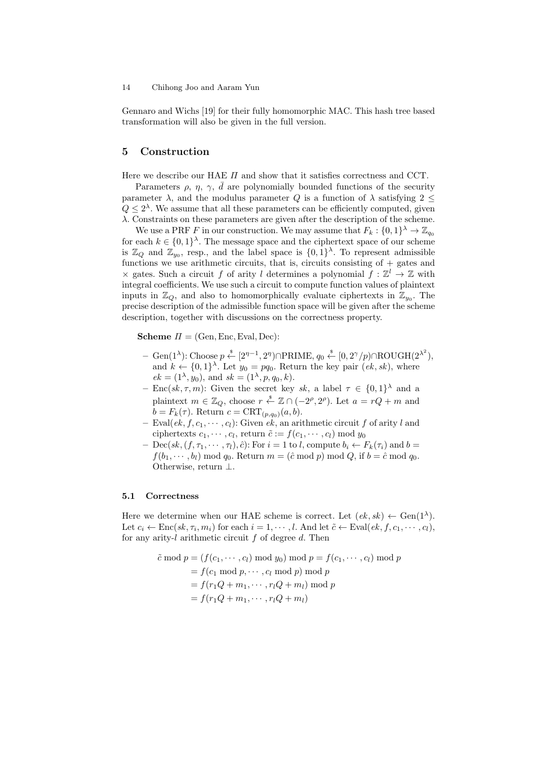Gennaro and Wichs [19] for their fully homomorphic MAC. This hash tree based transformation will also be given in the full version.

## 5 Construction

Here we describe our HAE $\Pi$ and show that it satisfies correctness and CCT.

Parameters $\rho$, $\eta$, $\gamma$, $\bar{d}$ are polynomially bounded functions of the security parameter $\lambda$, and the modulus parameter $Q$ is a function of $\lambda$ satisfying $2 \leq Q \leq 2^\lambda$. We assume that all these parameters can be efficiently computed, given $\lambda$. Constraints on these parameters are given after the description of the scheme.

We use a PRF $F$ in our construction. We may assume that $F_k : \{0,1\}^\lambda \to \mathbb{Z}_{q_0}$ for each $k \in \{0,1\}^\lambda$. The message space and the ciphertext space of our scheme is $\mathbb{Z}_Q$ and $\mathbb{Z}_{y_0}$, resp., and the label space is $\{0,1\}^\lambda$. To represent admissible functions we use arithmetic circuits, that is, circuits consisting of $+$ gates and $\times$ gates. Such a circuit $f$ of arity $l$ determines a polynomial $f : \mathbb{Z}^l \to \mathbb{Z}$ with integral coefficients. We use such a circuit to compute function values of plaintext inputs in $\mathbb{Z}_Q$, and also to homomorphically evaluate ciphertexts in $\mathbb{Z}_{y_0}$. The precise description of the admissible function space will be given after the scheme description, together with discussions on the correctness property.

**Scheme** $\Pi = (\mathrm{Gen}, \mathrm{Enc}, \mathrm{Eval}, \mathrm{Dec})$:

- $\mathrm{Gen}(1^\lambda)$: Choose $p \xleftarrow{\$} [2^{\eta-1}, 2^\eta) \cap \mathrm{PRIME}$, $q_0 \xleftarrow{\$} [0, 2^\gamma/p) \cap \mathrm{ROUGH}(2^{\lambda^2})$, and $k \leftarrow \{0,1\}^\lambda$. Let $y_0 = pq_0$. Return the key pair $(ek, sk)$, where $ek = (1^\lambda, y_0)$, and $sk = (1^\lambda, p, q_0, k)$.
- $\mathrm{Enc}(sk, \tau, m)$: Given the secret key $sk$, a label $\tau \in \{0,1\}^\lambda$ and a plaintext $m \in \mathbb{Z}_Q$, choose $r \xleftarrow{\$} \mathbb{Z} \cap (-2^\rho, 2^\rho)$. Let $a = rQ + m$ and $b = F_k(\tau)$. Return $c = \mathrm{CRT}_{(p,q_0)}(a, b)$.
- $\mathrm{Eval}(ek, f, c_1, \cdots, c_l)$: Given $ek$, an arithmetic circuit $f$ of arity $l$ and ciphertexts $c_1, \cdots, c_l$, return $\tilde{c} := f(c_1, \cdots, c_l) \bmod y_0$
- $\mathrm{Dec}(sk, (f, \tau_1, \cdots, \tau_l), \hat{c})$: For $i = 1$ to $l$, compute $b_i \leftarrow F_k(\tau_i)$ and $b = f(b_1, \cdots, b_l) \bmod q_0$. Return $m = (\hat{c} \bmod p) \bmod Q$, if $b = \hat{c} \bmod q_0$. Otherwise, return $\perp$.

### 5.1 Correctness

Here we determine when our HAE scheme is correct. Let $(ek, sk) \leftarrow \mathrm{Gen}(1^\lambda)$. Let $c_i \leftarrow \mathrm{Enc}(sk, \tau_i, m_i)$ for each $i = 1, \cdots, l$. And let $\tilde{c} \leftarrow \mathrm{Eval}(ek, f, c_1, \cdots, c_l)$, for any arity-$l$ arithmetic circuit $f$ of degree $d$. Then

$$
\begin{aligned}
\tilde{c} \bmod p &= (f(c_1, \cdots, c_l) \bmod y_0) \bmod p = f(c_1, \cdots, c_l) \bmod p \\
&= f(c_1 \bmod p, \cdots, c_l \bmod p) \bmod p \\
&= f(r_1 Q + m_1, \cdots, r_l Q + m_l) \bmod p \\
&= f(r_1 Q + m_1, \cdots, r_l Q + m_l)
\end{aligned}
$$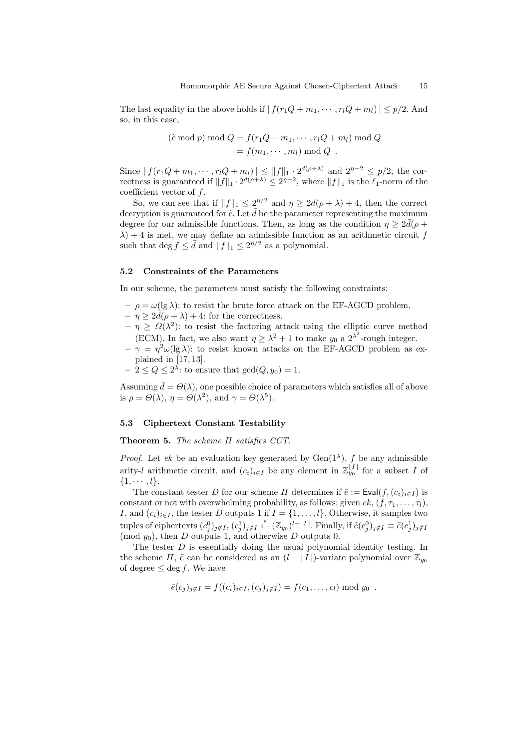The last equality in the above holds if $|\, f(r_1 Q + m_1, \cdots, r_l Q + m_l)\,| \le p/2$. And so, in this case,

$$
\begin{aligned}
(\tilde{c} \bmod p) \bmod Q &= f(r_1 Q + m_1, \cdots, r_l Q + m_l) \bmod Q \\
&= f(m_1, \cdots, m_l) \bmod Q \ .
\end{aligned}
$$

Since $|\, f(r_1 Q + m_1, \cdots, r_l Q + m_l)\,| \le \|f\|_1 \cdot 2^{d(\rho+\lambda)}$ and $2^{\eta-2} \le p/2$, the correctness is guaranteed if $\|f\|_1 \cdot 2^{d(\rho+\lambda)} \le 2^{\eta-2}$, where $\|f\|_1$ is the $\ell_1$-norm of the coefficient vector of $f$.

So, we can see that if $\|f\|_1 \le 2^{\eta/2}$ and $\eta \ge 2d(\rho + \lambda) + 4$, then the correct decryption is guaranteed for $\tilde{c}$. Let $\bar{d}$ be the parameter representing the maximum degree for our admissible functions. Then, as long as the condition $\eta \ge 2\bar{d}(\rho + \lambda) + 4$ is met, we may define an admissible function as an arithmetic circuit $f$ such that $\deg f \le \bar{d}$ and $\|f\|_1 \le 2^{\eta/2}$ as a polynomial.

### 5.2 Constraints of the Parameters

In our scheme, the parameters must satisfy the following constraints:

- $\rho = \omega(\lg \lambda)$: to resist the brute force attack on the EF-AGCD problem.
- $\eta \ge 2\bar{d}(\rho + \lambda) + 4$: for the correctness.
- $\eta \ge \Omega(\lambda^2)$: to resist the factoring attack using the elliptic curve method (ECM). In fact, we also want $\eta \ge \lambda^2 + 1$ to make $y_0$ a $2^{\lambda^2}$-rough integer.
- $\gamma = \eta^2 \omega(\lg \lambda)$: to resist known attacks on the EF-AGCD problem as explained in [17, 13].
- $2 \le Q \le 2^{\lambda}$: to ensure that $\gcd(Q, y_0) = 1$.

Assuming $\bar{d} = \Theta(\lambda)$, one possible choice of parameters which satisfies all of above is $\rho = \Theta(\lambda)$, $\eta = \Theta(\lambda^2)$, and $\gamma = \Theta(\lambda^5)$.

### 5.3 Ciphertext Constant Testability

**Theorem 5.** *The scheme $\Pi$ satisfies CCT.*

*Proof.* Let $ek$ be an evaluation key generated by $\mathrm{Gen}(1^\lambda)$, $f$ be any admissible arity-$l$ arithmetic circuit, and $(c_i)_{i \in I}$ be any element in $\mathbb{Z}_{y_0}^{|I|}$ for a subset $I$ of $\{1, \cdots, l\}$.

The constant tester $D$ for our scheme $\Pi$ determines if $\tilde{e} := \mathsf{Eval}(f, (c_i)_{i \in I})$ is constant or not with overwhelming probability, as follows: given $ek$, $(f, \tau_1, \ldots, \tau_l)$, $I$, and $(c_i)_{i \in I}$, the tester $D$ outputs 1 if $I = \{1, \ldots, l\}$. Otherwise, it samples two tuples of ciphertexts $(c_j^0)_{j \notin I}, (c_j^1)_{j \notin I} \stackrel{\$}{\leftarrow} (\mathbb{Z}_{y_0})^{l - |I|}$. Finally, if $\tilde{e}(c_j^0)_{j \notin I} \equiv \tilde{e}(c_j^1)_{j \notin I} \pmod{y_0}$, then $D$ outputs 1, and otherwise $D$ outputs 0.

The tester $D$ is essentially doing the usual polynomial identity testing. In the scheme $\Pi$, $\tilde{e}$ can be considered as an $(l - |I|)$-variate polynomial over $\mathbb{Z}_{y_0}$ of degree $\le \deg f$. We have

$$
\tilde{e}(c_j)_{j \notin I} = f((c_i)_{i \in I}, (c_j)_{j \notin I}) = f(c_1, \ldots, c_l) \bmod y_0 \ .
$$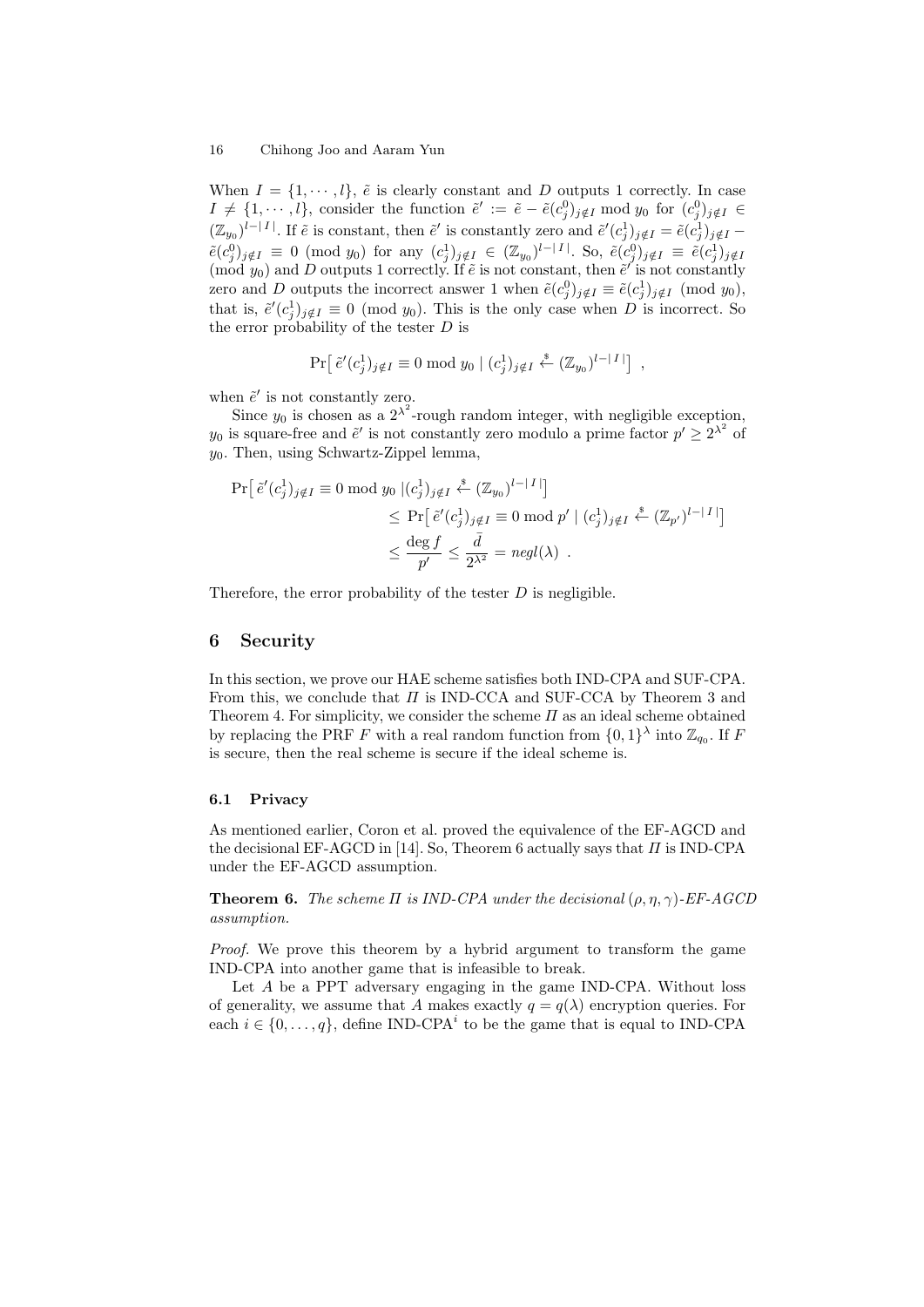When $I = \{1, \cdots, l\}$, $\tilde{e}$ is clearly constant and $D$ outputs 1 correctly. In case $I \neq \{1, \cdots, l\}$, consider the function $\tilde{e}' := \tilde{e} - \tilde{e}(c_j^0)_{j \notin I} \bmod y_0$ for $(c_j^0)_{j \notin I} \in (\mathbb{Z}_{y_0})^{l-|I|}$. If $\tilde{e}$ is constant, then $\tilde{e}'$ is constantly zero and $\tilde{e}'(c_j^1)_{j \notin I} = \tilde{e}(c_j^1)_{j \notin I} - \tilde{e}(c_j^0)_{j \notin I} \equiv 0 \pmod{y_0}$ for any $(c_j^1)_{j \notin I} \in (\mathbb{Z}_{y_0})^{l-|I|}$. So, $\tilde{e}(c_j^0)_{j \notin I} \equiv \tilde{e}(c_j^1)_{j \notin I} \pmod{y_0}$ and $D$ outputs 1 correctly. If $\tilde{e}$ is not constant, then $\tilde{e}'$ is not constantly zero and $D$ outputs the incorrect answer 1 when $\tilde{e}(c_j^0)_{j \notin I} \equiv \tilde{e}(c_j^1)_{j \notin I} \pmod{y_0}$, that is, $\tilde{e}'(c_j^1)_{j \notin I} \equiv 0 \pmod{y_0}$. This is the only case when $D$ is incorrect. So the error probability of the tester $D$ is

$$\Pr\left[\, \tilde{e}'(c_j^1)_{j \notin I} \equiv 0 \bmod y_0 \mid (c_j^1)_{j \notin I} \xleftarrow{\$} (\mathbb{Z}_{y_0})^{l-|I|} \right] ,$$

when $\tilde{e}'$ is not constantly zero.

Since $y_0$ is chosen as a $2^{\lambda^2}$-rough random integer, with negligible exception, $y_0$ is square-free and $\tilde{e}'$ is not constantly zero modulo a prime factor $p' \geq 2^{\lambda^2}$ of $y_0$. Then, using Schwartz-Zippel lemma,

$$\begin{aligned}
\Pr\left[\, \tilde{e}'(c_j^1)_{j \notin I} \equiv 0 \bmod y_0 \,|(c_j^1)_{j \notin I} \xleftarrow{\$} (\mathbb{Z}_{y_0})^{l-|I|} \right] & \\
\leq \Pr\left[\, \tilde{e}'(c_j^1)_{j \notin I} \equiv 0 \bmod p' \mid (c_j^1)_{j \notin I} \xleftarrow{\$} (\mathbb{Z}_{p'})^{l-|I|} \right] & \\
\leq \frac{\deg f}{p'} \leq \frac{\bar{d}}{2^{\lambda^2}} = negl(\lambda) \ . &
\end{aligned}$$

Therefore, the error probability of the tester $D$ is negligible.

## 6 Security

In this section, we prove our HAE scheme satisfies both IND-CPA and SUF-CPA. From this, we conclude that $\Pi$ is IND-CCA and SUF-CCA by Theorem 3 and Theorem 4. For simplicity, we consider the scheme $\Pi$ as an ideal scheme obtained by replacing the PRF $F$ with a real random function from $\{0,1\}^\lambda$ into $\mathbb{Z}_{q_0}$. If $F$ is secure, then the real scheme is secure if the ideal scheme is.

### 6.1 Privacy

As mentioned earlier, Coron et al. proved the equivalence of the EF-AGCD and the decisional EF-AGCD in [14]. So, Theorem 6 actually says that $\Pi$ is IND-CPA under the EF-AGCD assumption.

**Theorem 6.** *The scheme $\Pi$ is IND-CPA under the decisional $(\rho, \eta, \gamma)$-EF-AGCD assumption.*

*Proof.* We prove this theorem by a hybrid argument to transform the game IND-CPA into another game that is infeasible to break.

Let $A$ be a PPT adversary engaging in the game IND-CPA. Without loss of generality, we assume that $A$ makes exactly $q = q(\lambda)$ encryption queries. For each $i \in \{0, \ldots, q\}$, define IND-CPA$^i$ to be the game that is equal to IND-CPA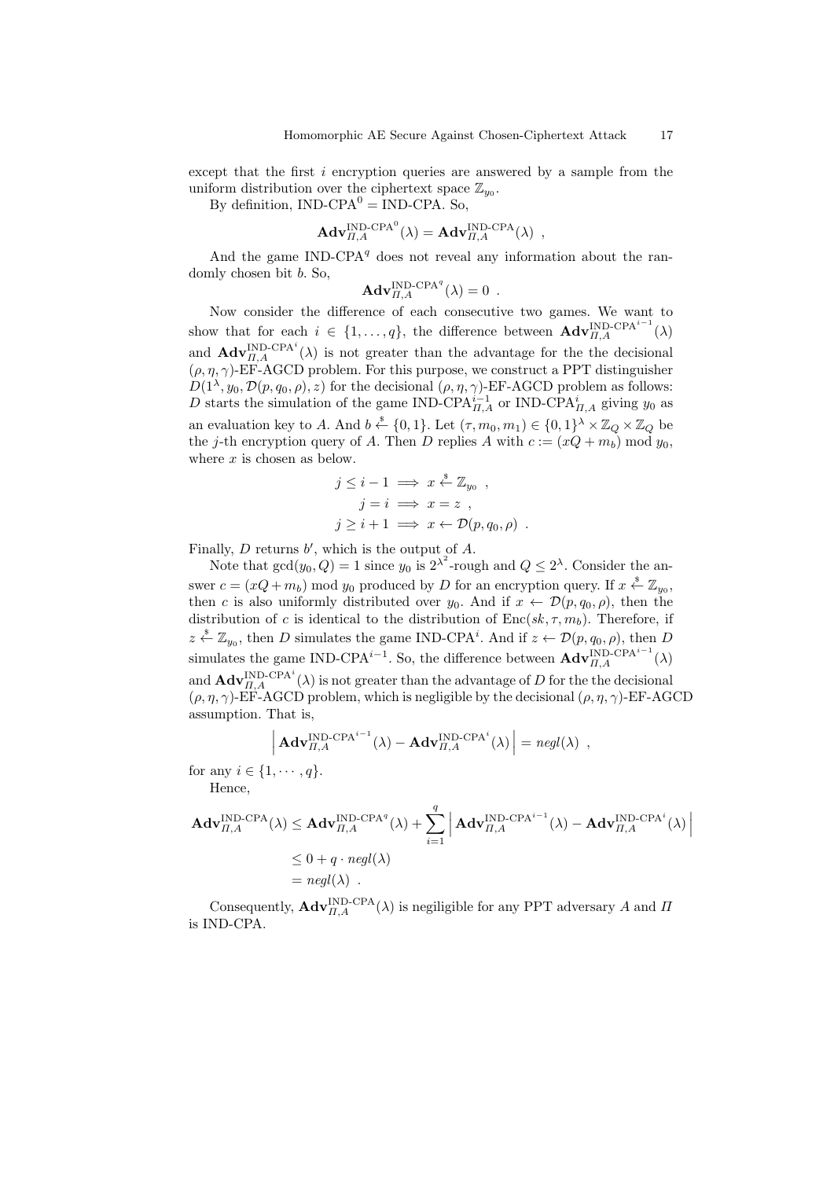except that the first $i$ encryption queries are answered by a sample from the uniform distribution over the ciphertext space $\mathbb{Z}_{y_0}$.

By definition, IND-CPA$^0$ = IND-CPA. So,

$$\mathbf{Adv}_{\Pi,A}^{\text{IND-CPA}^0}(\lambda) = \mathbf{Adv}_{\Pi,A}^{\text{IND-CPA}}(\lambda) \ ,$$

And the game IND-CPA$^q$ does not reveal any information about the randomly chosen bit $b$. So,

$$\mathbf{Adv}_{\Pi,A}^{\text{IND-CPA}^q}(\lambda) = 0 \ .$$

Now consider the difference of each consecutive two games. We want to show that for each $i \in \{1, \dots, q\}$, the difference between $\mathbf{Adv}_{\Pi,A}^{\text{IND-CPA}^{i-1}}(\lambda)$ and $\mathbf{Adv}_{\Pi,A}^{\text{IND-CPA}^i}(\lambda)$ is not greater than the advantage for the the decisional $(\rho, \eta, \gamma)$-EF-AGCD problem. For this purpose, we construct a PPT distinguisher $D(1^\lambda, y_0, \mathcal{D}(p, q_0, \rho), z)$ for the decisional $(\rho, \eta, \gamma)$-EF-AGCD problem as follows: $D$ starts the simulation of the game IND-CPA$_{\Pi,A}^{i-1}$ or IND-CPA$_{\Pi,A}^{i}$ giving $y_0$ as an evaluation key to $A$. And $b \xleftarrow{\$} \{0, 1\}$. Let $(\tau, m_0, m_1) \in \{0, 1\}^\lambda \times \mathbb{Z}_Q \times \mathbb{Z}_Q$ be the $j$-th encryption query of $A$. Then $D$ replies $A$ with $c := (xQ + m_b) \bmod y_0$, where $x$ is chosen as below.

$$\begin{aligned} j \le i - 1 &\implies x \xleftarrow{\$} \mathbb{Z}_{y_0} \ , \\ j = i &\implies x = z \ , \\ j \ge i + 1 &\implies x \leftarrow \mathcal{D}(p, q_0, \rho) \ . \end{aligned}$$

Finally, $D$ returns $b'$, which is the output of $A$.

Note that $\gcd(y_0, Q) = 1$ since $y_0$ is $2^{\lambda^2}$-rough and $Q \le 2^\lambda$. Consider the answer $c = (xQ + m_b) \bmod y_0$ produced by $D$ for an encryption query. If $x \xleftarrow{\$} \mathbb{Z}_{y_0}$, then $c$ is also uniformly distributed over $y_0$. And if $x \leftarrow \mathcal{D}(p, q_0, \rho)$, then the distribution of $c$ is identical to the distribution of $\text{Enc}(sk, \tau, m_b)$. Therefore, if $z \xleftarrow{\$} \mathbb{Z}_{y_0}$, then $D$ simulates the game IND-CPA$^i$. And if $z \leftarrow \mathcal{D}(p, q_0, \rho)$, then $D$ simulates the game IND-CPA$^{i-1}$. So, the difference between $\mathbf{Adv}_{\Pi,A}^{\text{IND-CPA}^{i-1}}(\lambda)$ and $\mathbf{Adv}_{\Pi,A}^{\text{IND-CPA}^i}(\lambda)$ is not greater than the advantage of $D$ for the the decisional $(\rho, \eta, \gamma)$-EF-AGCD problem, which is negligible by the decisional $(\rho, \eta, \gamma)$-EF-AGCD assumption. That is,

$$\left| \mathbf{Adv}_{\Pi,A}^{\text{IND-CPA}^{i-1}}(\lambda) - \mathbf{Adv}_{\Pi,A}^{\text{IND-CPA}^i}(\lambda) \right| = negl(\lambda) \ ,$$

for any $i \in \{1, \cdots, q\}$.

Hence,

$$\begin{aligned} \mathbf{Adv}_{\Pi,A}^{\text{IND-CPA}}(\lambda) &\le \mathbf{Adv}_{\Pi,A}^{\text{IND-CPA}^q}(\lambda) + \sum_{i=1}^{q} \left| \mathbf{Adv}_{\Pi,A}^{\text{IND-CPA}^{i-1}}(\lambda) - \mathbf{Adv}_{\Pi,A}^{\text{IND-CPA}^i}(\lambda) \right| \\ &\le 0 + q \cdot negl(\lambda) \\ &= negl(\lambda) \ . \end{aligned}$$

Consequently, $\mathbf{Adv}_{\Pi,A}^{\text{IND-CPA}}(\lambda)$ is negiligible for any PPT adversary $A$ and $\Pi$ is IND-CPA.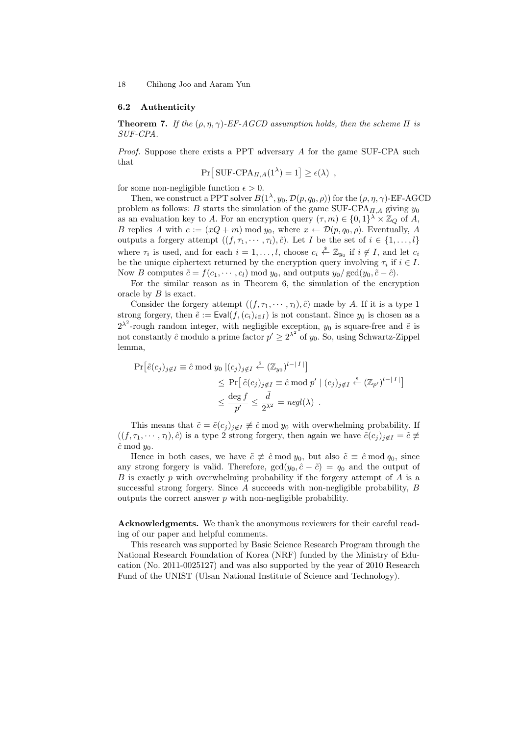### 6.2 Authenticity

**Theorem 7.** *If the $(\rho, \eta, \gamma)$-EF-AGCD assumption holds, then the scheme $\Pi$ is SUF-CPA.*

*Proof.* Suppose there exists a PPT adversary $A$ for the game SUF-CPA such that

$$\Pr\left[\text{SUF-CPA}_{\Pi,A}(1^\lambda) = 1\right] \geq \epsilon(\lambda) \ ,$$

for some non-negligible function $\epsilon > 0$.

Then, we construct a PPT solver $B(1^\lambda, y_0, \mathcal{D}(p, q_0, \rho))$ for the $(\rho, \eta, \gamma)$-EF-AGCD problem as follows: $B$ starts the simulation of the game SUF-CPA$_{\Pi,A}$ giving $y_0$ as an evaluation key to $A$. For an encryption query $(\tau, m) \in \{0,1\}^\lambda \times \mathbb{Z}_Q$ of $A$, $B$ replies $A$ with $c := (xQ + m) \bmod y_0$, where $x \leftarrow \mathcal{D}(p, q_0, \rho)$. Eventually, $A$ outputs a forgery attempt $((f, \tau_1, \cdots, \tau_l), \hat{c})$. Let $I$ be the set of $i \in \{1, \ldots, l\}$ where $\tau_i$ is used, and for each $i = 1, \ldots, l$, choose $c_i \stackrel{\$}{\leftarrow} \mathbb{Z}_{y_0}$ if $i \notin I$, and let $c_i$ be the unique ciphertext returned by the encryption query involving $\tau_i$ if $i \in I$. Now $B$ computes $\tilde{c} = f(c_1, \cdots, c_l) \bmod y_0$, and outputs $y_0/\gcd(y_0, \tilde{c} - \hat{c})$.

For the similar reason as in Theorem 6, the simulation of the encryption oracle by $B$ is exact.

Consider the forgery attempt $((f, \tau_1, \cdots, \tau_l), \hat{c})$ made by $A$. If it is a type 1 strong forgery, then $\tilde{e} := \mathsf{Eval}(f, (c_i)_{i \in I})$ is not constant. Since $y_0$ is chosen as a $2^{\lambda^2}$-rough random integer, with negligible exception, $y_0$ is square-free and $\tilde{e}$ is not constantly $\hat{c}$ modulo a prime factor $p' \geq 2^{\lambda^2}$ of $y_0$. So, using Schwartz-Zippel lemma,

$$\begin{aligned}
\Pr\left[\tilde{e}(c_j)_{j \notin I} \equiv \hat{c} \bmod y_0 \mid (c_j)_{j \notin I} \stackrel{\$}{\leftarrow} (\mathbb{Z}_{y_0})^{l-|I|}\right] \\
\leq \Pr\left[\tilde{e}(c_j)_{j \notin I} \equiv \hat{c} \bmod p' \mid (c_j)_{j \notin I} \stackrel{\$}{\leftarrow} (\mathbb{Z}_{p'})^{l-|I|}\right] \\
\leq \frac{\deg f}{p'} \leq \frac{\bar{d}}{2^{\lambda^2}} = negl(\lambda) \ .
\end{aligned}$$

This means that $\tilde{c} = \tilde{e}(c_j)_{j \notin I} \not\equiv \hat{c} \bmod y_0$ with overwhelming probability. If $((f, \tau_1, \cdots, \tau_l), \hat{c})$ is a type 2 strong forgery, then again we have $\tilde{e}(c_j)_{j \notin I} = \tilde{c} \not\equiv \hat{c} \bmod y_0$.

Hence in both cases, we have $\tilde{c} \not\equiv \hat{c} \bmod y_0$, but also $\tilde{c} \equiv \hat{c} \bmod q_0$, since any strong forgery is valid. Therefore, $\gcd(y_0, \hat{c} - \tilde{c}) = q_0$ and the output of $B$ is exactly $p$ with overwhelming probability if the forgery attempt of $A$ is a successful strong forgery. Since $A$ succeeds with non-negligible probability, $B$ outputs the correct answer $p$ with non-negligible probability.

**Acknowledgments.** We thank the anonymous reviewers for their careful reading of our paper and helpful comments.

This research was supported by Basic Science Research Program through the National Research Foundation of Korea (NRF) funded by the Ministry of Education (No. 2011-0025127) and was also supported by the year of 2010 Research Fund of the UNIST (Ulsan National Institute of Science and Technology).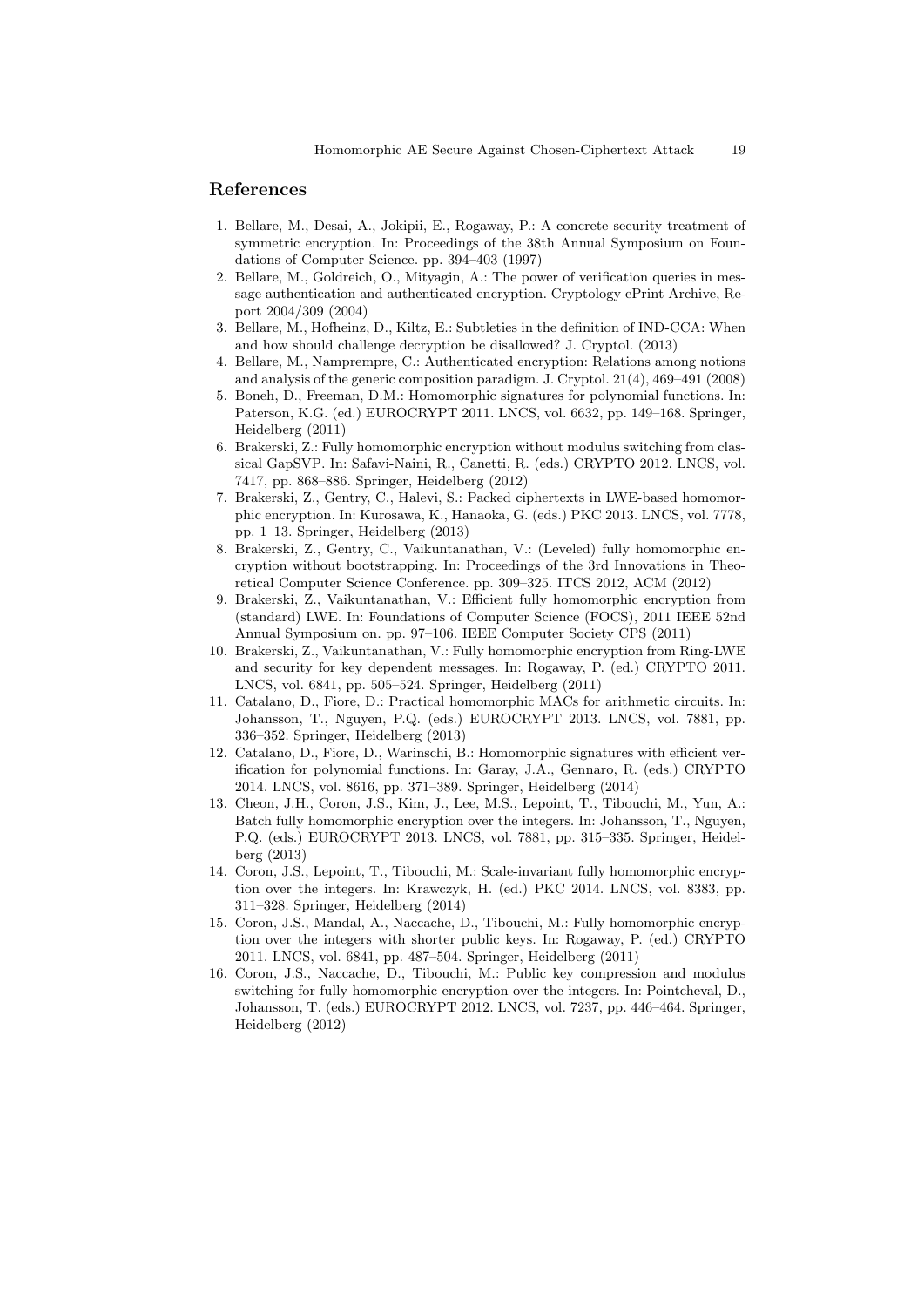## References

1. Bellare, M., Desai, A., Jokipii, E., Rogaway, P.: A concrete security treatment of symmetric encryption. In: Proceedings of the 38th Annual Symposium on Foundations of Computer Science. pp. 394–403 (1997)
2. Bellare, M., Goldreich, O., Mityagin, A.: The power of verification queries in message authentication and authenticated encryption. Cryptology ePrint Archive, Report 2004/309 (2004)
3. Bellare, M., Hofheinz, D., Kiltz, E.: Subtleties in the definition of IND-CCA: When and how should challenge decryption be disallowed? J. Cryptol. (2013)
4. Bellare, M., Namprempre, C.: Authenticated encryption: Relations among notions and analysis of the generic composition paradigm. J. Cryptol. 21(4), 469–491 (2008)
5. Boneh, D., Freeman, D.M.: Homomorphic signatures for polynomial functions. In: Paterson, K.G. (ed.) EUROCRYPT 2011. LNCS, vol. 6632, pp. 149–168. Springer, Heidelberg (2011)
6. Brakerski, Z.: Fully homomorphic encryption without modulus switching from classical GapSVP. In: Safavi-Naini, R., Canetti, R. (eds.) CRYPTO 2012. LNCS, vol. 7417, pp. 868–886. Springer, Heidelberg (2012)
7. Brakerski, Z., Gentry, C., Halevi, S.: Packed ciphertexts in LWE-based homomorphic encryption. In: Kurosawa, K., Hanaoka, G. (eds.) PKC 2013. LNCS, vol. 7778, pp. 1–13. Springer, Heidelberg (2013)
8. Brakerski, Z., Gentry, C., Vaikuntanathan, V.: (Leveled) fully homomorphic encryption without bootstrapping. In: Proceedings of the 3rd Innovations in Theoretical Computer Science Conference. pp. 309–325. ITCS 2012, ACM (2012)
9. Brakerski, Z., Vaikuntanathan, V.: Efficient fully homomorphic encryption from (standard) LWE. In: Foundations of Computer Science (FOCS), 2011 IEEE 52nd Annual Symposium on. pp. 97–106. IEEE Computer Society CPS (2011)
10. Brakerski, Z., Vaikuntanathan, V.: Fully homomorphic encryption from Ring-LWE and security for key dependent messages. In: Rogaway, P. (ed.) CRYPTO 2011. LNCS, vol. 6841, pp. 505–524. Springer, Heidelberg (2011)
11. Catalano, D., Fiore, D.: Practical homomorphic MACs for arithmetic circuits. In: Johansson, T., Nguyen, P.Q. (eds.) EUROCRYPT 2013. LNCS, vol. 7881, pp. 336–352. Springer, Heidelberg (2013)
12. Catalano, D., Fiore, D., Warinschi, B.: Homomorphic signatures with efficient verification for polynomial functions. In: Garay, J.A., Gennaro, R. (eds.) CRYPTO 2014. LNCS, vol. 8616, pp. 371–389. Springer, Heidelberg (2014)
13. Cheon, J.H., Coron, J.S., Kim, J., Lee, M.S., Lepoint, T., Tibouchi, M., Yun, A.: Batch fully homomorphic encryption over the integers. In: Johansson, T., Nguyen, P.Q. (eds.) EUROCRYPT 2013. LNCS, vol. 7881, pp. 315–335. Springer, Heidelberg (2013)
14. Coron, J.S., Lepoint, T., Tibouchi, M.: Scale-invariant fully homomorphic encryption over the integers. In: Krawczyk, H. (ed.) PKC 2014. LNCS, vol. 8383, pp. 311–328. Springer, Heidelberg (2014)
15. Coron, J.S., Mandal, A., Naccache, D., Tibouchi, M.: Fully homomorphic encryption over the integers with shorter public keys. In: Rogaway, P. (ed.) CRYPTO 2011. LNCS, vol. 6841, pp. 487–504. Springer, Heidelberg (2011)
16. Coron, J.S., Naccache, D., Tibouchi, M.: Public key compression and modulus switching for fully homomorphic encryption over the integers. In: Pointcheval, D., Johansson, T. (eds.) EUROCRYPT 2012. LNCS, vol. 7237, pp. 446–464. Springer, Heidelberg (2012)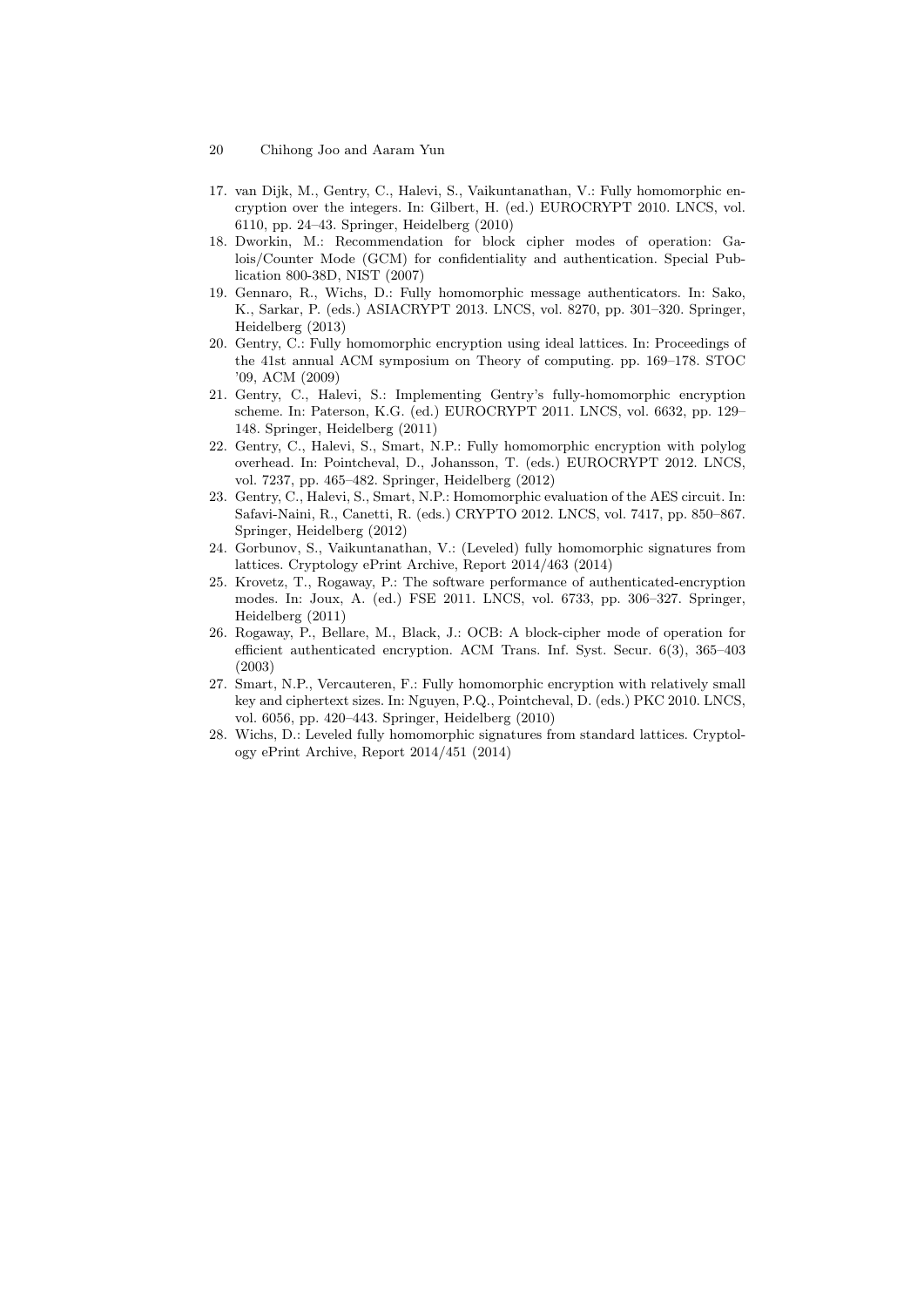17. van Dijk, M., Gentry, C., Halevi, S., Vaikuntanathan, V.: Fully homomorphic encryption over the integers. In: Gilbert, H. (ed.) EUROCRYPT 2010. LNCS, vol. 6110, pp. 24–43. Springer, Heidelberg (2010)
18. Dworkin, M.: Recommendation for block cipher modes of operation: Galois/Counter Mode (GCM) for confidentiality and authentication. Special Publication 800-38D, NIST (2007)
19. Gennaro, R., Wichs, D.: Fully homomorphic message authenticators. In: Sako, K., Sarkar, P. (eds.) ASIACRYPT 2013. LNCS, vol. 8270, pp. 301–320. Springer, Heidelberg (2013)
20. Gentry, C.: Fully homomorphic encryption using ideal lattices. In: Proceedings of the 41st annual ACM symposium on Theory of computing. pp. 169–178. STOC '09, ACM (2009)
21. Gentry, C., Halevi, S.: Implementing Gentry's fully-homomorphic encryption scheme. In: Paterson, K.G. (ed.) EUROCRYPT 2011. LNCS, vol. 6632, pp. 129–148. Springer, Heidelberg (2011)
22. Gentry, C., Halevi, S., Smart, N.P.: Fully homomorphic encryption with polylog overhead. In: Pointcheval, D., Johansson, T. (eds.) EUROCRYPT 2012. LNCS, vol. 7237, pp. 465–482. Springer, Heidelberg (2012)
23. Gentry, C., Halevi, S., Smart, N.P.: Homomorphic evaluation of the AES circuit. In: Safavi-Naini, R., Canetti, R. (eds.) CRYPTO 2012. LNCS, vol. 7417, pp. 850–867. Springer, Heidelberg (2012)
24. Gorbunov, S., Vaikuntanathan, V.: (Leveled) fully homomorphic signatures from lattices. Cryptology ePrint Archive, Report 2014/463 (2014)
25. Krovetz, T., Rogaway, P.: The software performance of authenticated-encryption modes. In: Joux, A. (ed.) FSE 2011. LNCS, vol. 6733, pp. 306–327. Springer, Heidelberg (2011)
26. Rogaway, P., Bellare, M., Black, J.: OCB: A block-cipher mode of operation for efficient authenticated encryption. ACM Trans. Inf. Syst. Secur. 6(3), 365–403 (2003)
27. Smart, N.P., Vercauteren, F.: Fully homomorphic encryption with relatively small key and ciphertext sizes. In: Nguyen, P.Q., Pointcheval, D. (eds.) PKC 2010. LNCS, vol. 6056, pp. 420–443. Springer, Heidelberg (2010)
28. Wichs, D.: Leveled fully homomorphic signatures from standard lattices. Cryptology ePrint Archive, Report 2014/451 (2014)